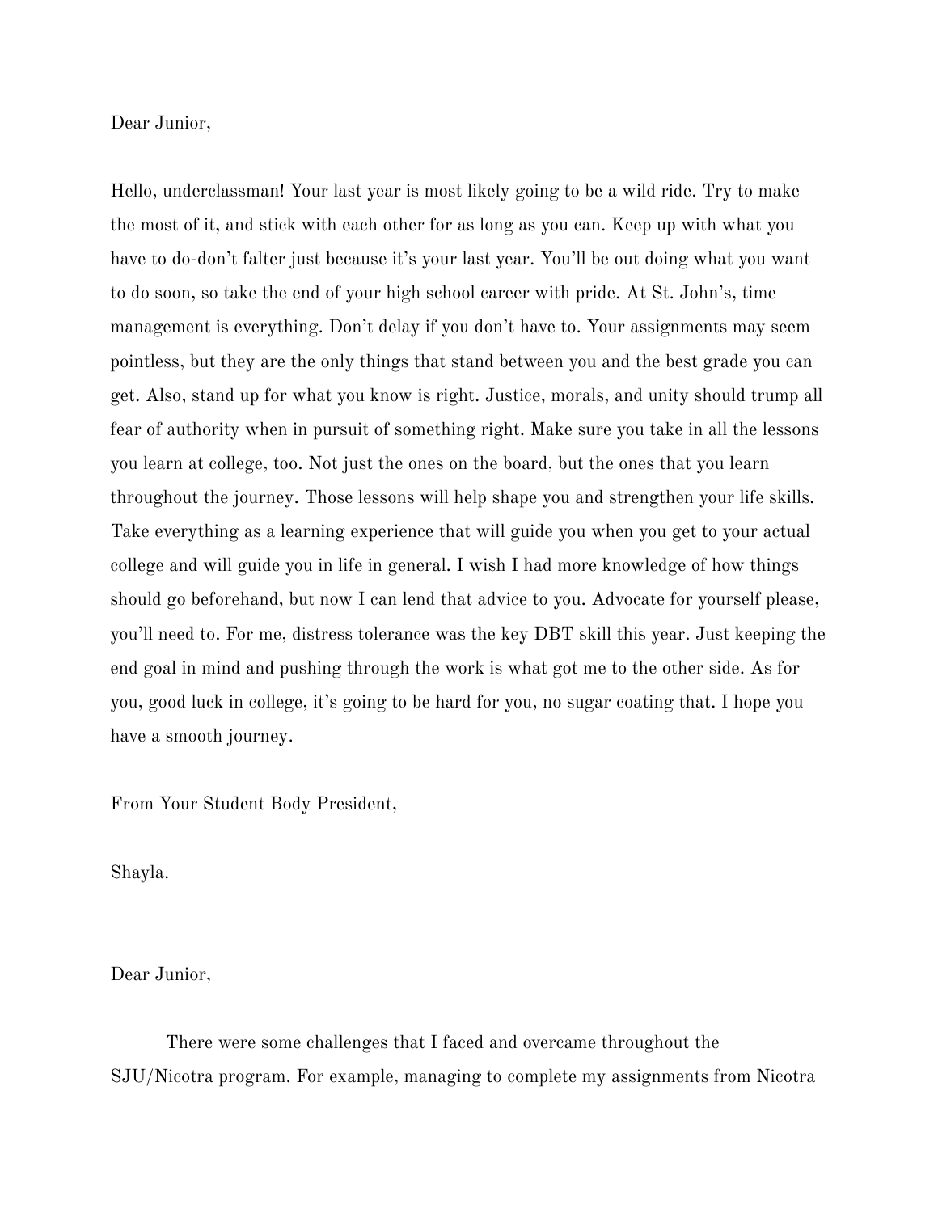Dear Junior,

Hello, underclassman! Your last year is most likely going to be a wild ride. Try to make the most of it, and stick with each other for as long as you can. Keep up with what you have to do-don't falter just because it's your last year. You'll be out doing what you want to do soon, so take the end of your high school career with pride. At St. John's, time management is everything. Don't delay if you don't have to. Your assignments may seem pointless, but they are the only things that stand between you and the best grade you can get. Also, stand up for what you know is right. Justice, morals, and unity should trump all fear of authority when in pursuit of something right. Make sure you take in all the lessons you learn at college, too. Not just the ones on the board, but the ones that you learn throughout the journey. Those lessons will help shape you and strengthen your life skills. Take everything as a learning experience that will guide you when you get to your actual college and will guide you in life in general. I wish I had more knowledge of how things should go beforehand, but now I can lend that advice to you. Advocate for yourself please, you'll need to. For me, distress tolerance was the key DBT skill this year. Just keeping the end goal in mind and pushing through the work is what got me to the other side. As for you, good luck in college, it's going to be hard for you, no sugar coating that. I hope you have a smooth journey.

From Your Student Body President,

Shayla.

Dear Junior,

There were some challenges that I faced and overcame throughout the SJU/Nicotra program. For example, managing to complete my assignments from Nicotra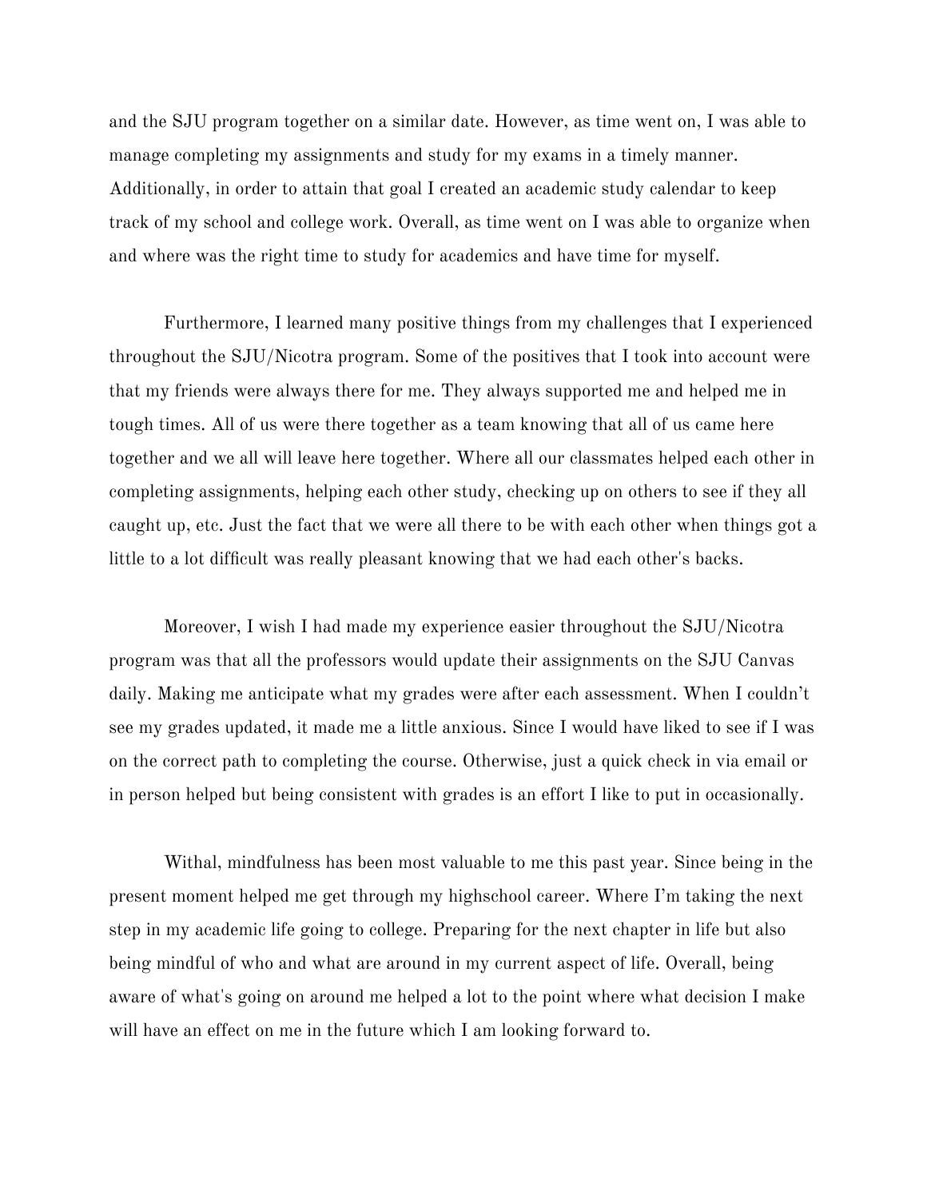and the SJU program together on a similar date. However, as time went on, I was able to manage completing my assignments and study for my exams in a timely manner. Additionally, in order to attain that goal I created an academic study calendar to keep track of my school and college work. Overall, as time went on I was able to organize when and where was the right time to study for academics and have time for myself.

Furthermore, I learned many positive things from my challenges that I experienced throughout the SJU/Nicotra program. Some of the positives that I took into account were that my friends were always there for me. They always supported me and helped me in tough times. All of us were there together as a team knowing that all of us came here together and we all will leave here together. Where all our classmates helped each other in completing assignments, helping each other study, checking up on others to see if they all caught up, etc. Just the fact that we were all there to be with each other when things got a little to a lot difficult was really pleasant knowing that we had each other's backs.

Moreover, I wish I had made my experience easier throughout the SJU/Nicotra program was that all the professors would update their assignments on the SJU Canvas daily. Making me anticipate what my grades were after each assessment. When I couldn't see my grades updated, it made me a little anxious. Since I would have liked to see if I was on the correct path to completing the course. Otherwise, just a quick check in via email or in person helped but being consistent with grades is an effort I like to put in occasionally.

Withal, mindfulness has been most valuable to me this past year. Since being in the present moment helped me get through my highschool career. Where I'm taking the next step in my academic life going to college. Preparing for the next chapter in life but also being mindful of who and what are around in my current aspect of life. Overall, being aware of what's going on around me helped a lot to the point where what decision I make will have an effect on me in the future which I am looking forward to.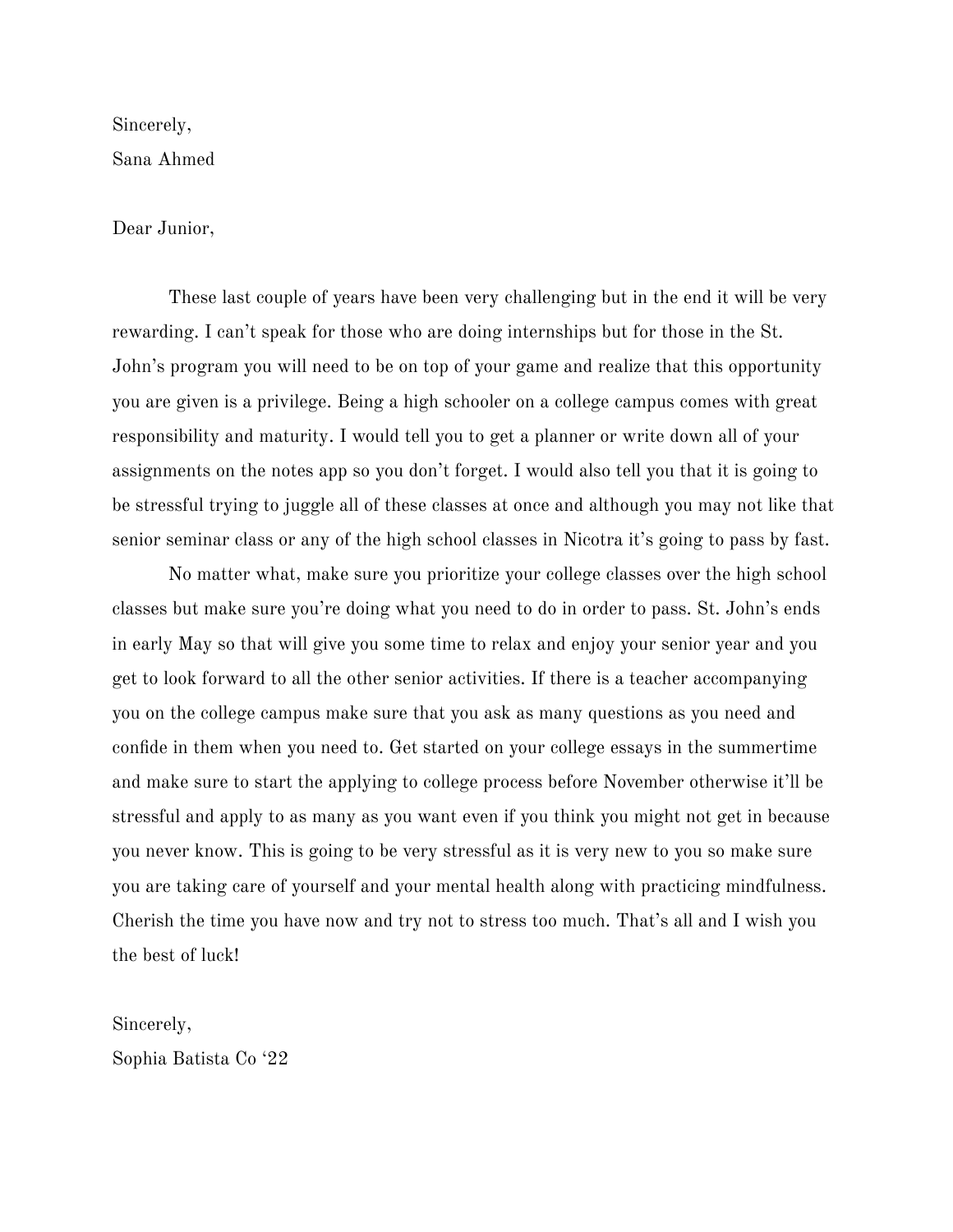Sincerely,
Sana Ahmed

Dear Junior,

These last couple of years have been very challenging but in the end it will be very rewarding. I can't speak for those who are doing internships but for those in the St. John's program you will need to be on top of your game and realize that this opportunity you are given is a privilege. Being a high schooler on a college campus comes with great responsibility and maturity. I would tell you to get a planner or write down all of your assignments on the notes app so you don't forget. I would also tell you that it is going to be stressful trying to juggle all of these classes at once and although you may not like that senior seminar class or any of the high school classes in Nicotra it's going to pass by fast.

No matter what, make sure you prioritize your college classes over the high school classes but make sure you're doing what you need to do in order to pass. St. John's ends in early May so that will give you some time to relax and enjoy your senior year and you get to look forward to all the other senior activities. If there is a teacher accompanying you on the college campus make sure that you ask as many questions as you need and confide in them when you need to. Get started on your college essays in the summertime and make sure to start the applying to college process before November otherwise it'll be stressful and apply to as many as you want even if you think you might not get in because you never know. This is going to be very stressful as it is very new to you so make sure you are taking care of yourself and your mental health along with practicing mindfulness. Cherish the time you have now and try not to stress too much. That's all and I wish you the best of luck!

Sincerely,
Sophia Batista Co '22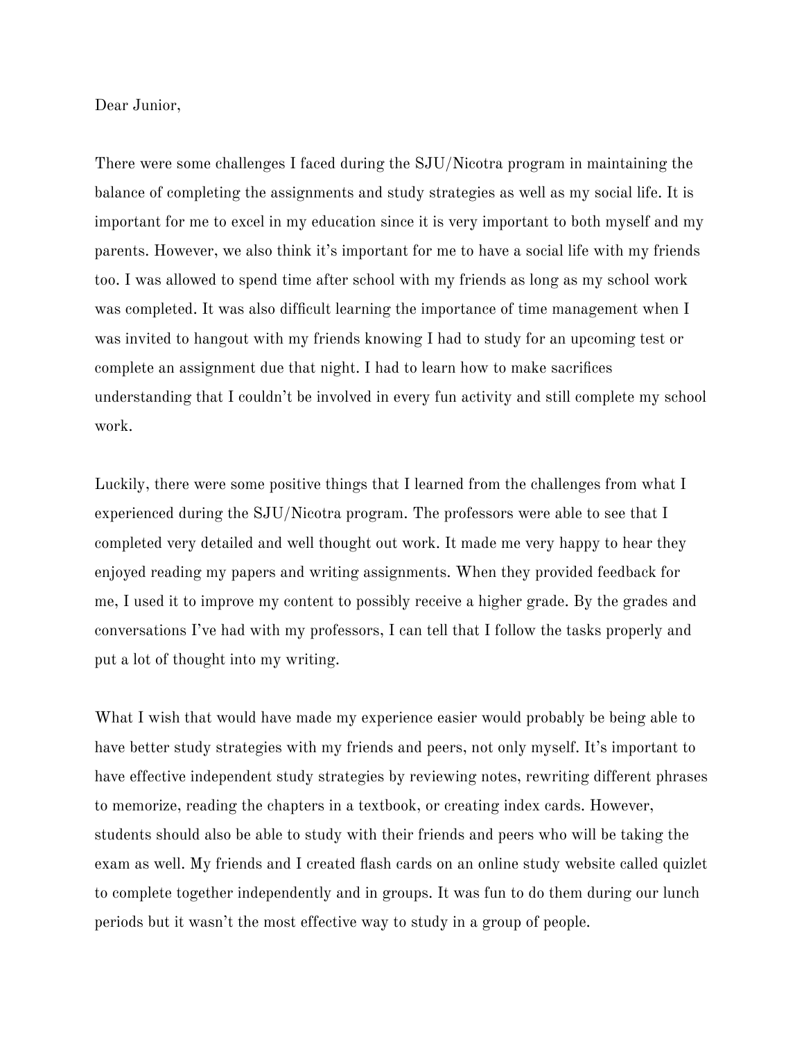Dear Junior,

There were some challenges I faced during the SJU/Nicotra program in maintaining the balance of completing the assignments and study strategies as well as my social life. It is important for me to excel in my education since it is very important to both myself and my parents. However, we also think it's important for me to have a social life with my friends too. I was allowed to spend time after school with my friends as long as my school work was completed. It was also difficult learning the importance of time management when I was invited to hangout with my friends knowing I had to study for an upcoming test or complete an assignment due that night. I had to learn how to make sacrifices understanding that I couldn't be involved in every fun activity and still complete my school work.

Luckily, there were some positive things that I learned from the challenges from what I experienced during the SJU/Nicotra program. The professors were able to see that I completed very detailed and well thought out work. It made me very happy to hear they enjoyed reading my papers and writing assignments. When they provided feedback for me, I used it to improve my content to possibly receive a higher grade. By the grades and conversations I've had with my professors, I can tell that I follow the tasks properly and put a lot of thought into my writing.

What I wish that would have made my experience easier would probably be being able to have better study strategies with my friends and peers, not only myself. It's important to have effective independent study strategies by reviewing notes, rewriting different phrases to memorize, reading the chapters in a textbook, or creating index cards. However, students should also be able to study with their friends and peers who will be taking the exam as well. My friends and I created flash cards on an online study website called quizlet to complete together independently and in groups. It was fun to do them during our lunch periods but it wasn't the most effective way to study in a group of people.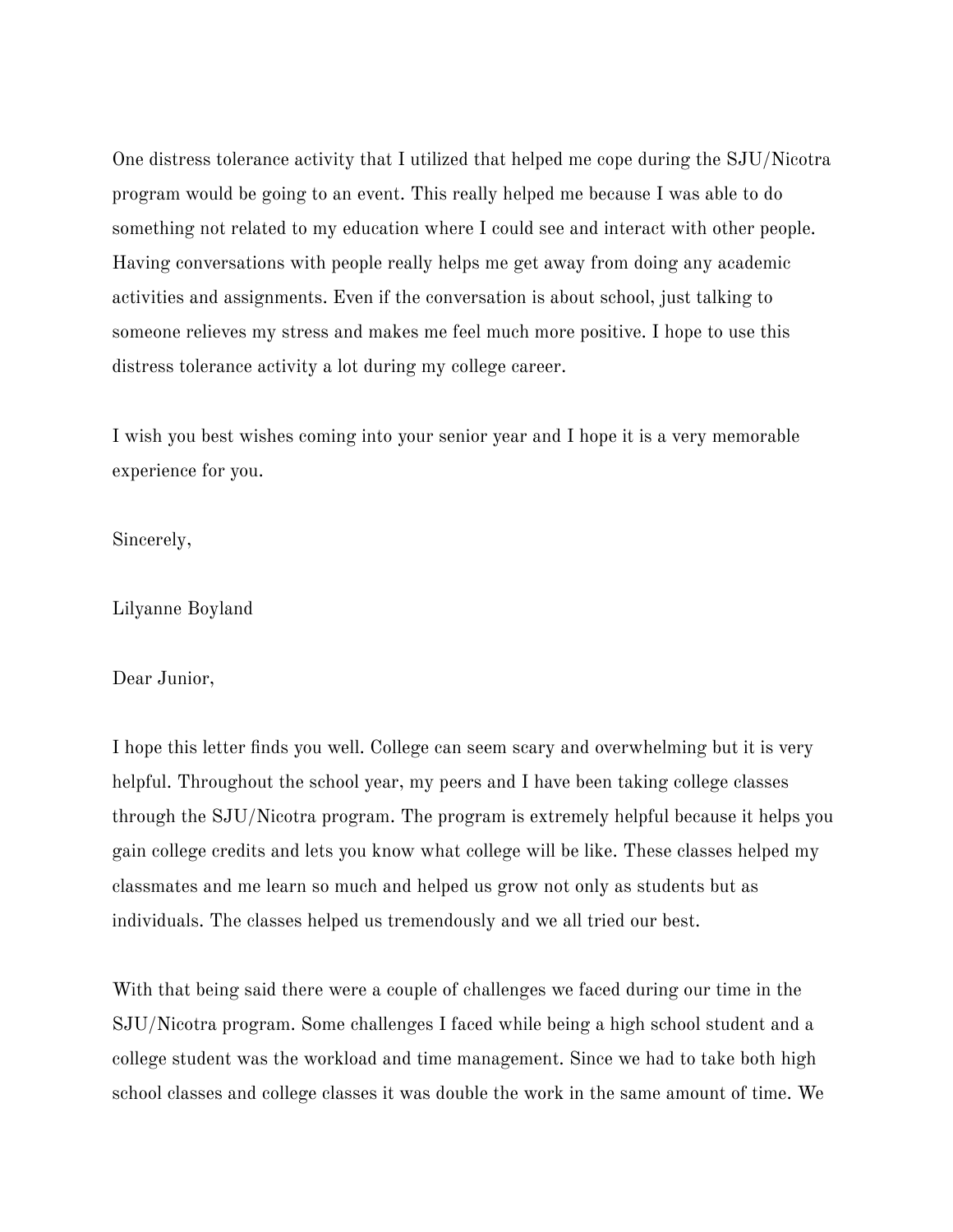One distress tolerance activity that I utilized that helped me cope during the SJU/Nicotra program would be going to an event. This really helped me because I was able to do something not related to my education where I could see and interact with other people. Having conversations with people really helps me get away from doing any academic activities and assignments. Even if the conversation is about school, just talking to someone relieves my stress and makes me feel much more positive. I hope to use this distress tolerance activity a lot during my college career.

I wish you best wishes coming into your senior year and I hope it is a very memorable experience for you.

Sincerely,

Lilyanne Boyland

Dear Junior,

I hope this letter finds you well. College can seem scary and overwhelming but it is very helpful. Throughout the school year, my peers and I have been taking college classes through the SJU/Nicotra program. The program is extremely helpful because it helps you gain college credits and lets you know what college will be like. These classes helped my classmates and me learn so much and helped us grow not only as students but as individuals. The classes helped us tremendously and we all tried our best.

With that being said there were a couple of challenges we faced during our time in the SJU/Nicotra program. Some challenges I faced while being a high school student and a college student was the workload and time management. Since we had to take both high school classes and college classes it was double the work in the same amount of time. We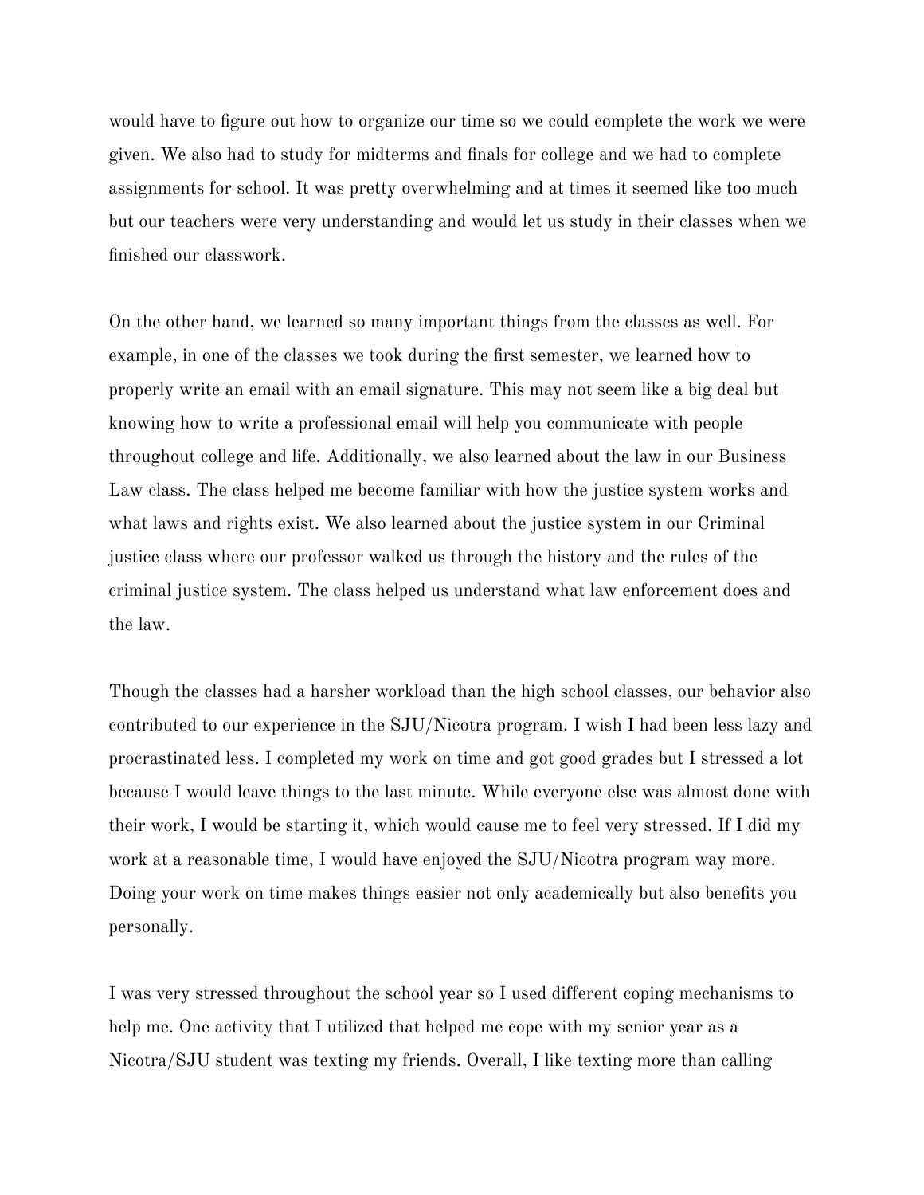would have to figure out how to organize our time so we could complete the work we were given. We also had to study for midterms and finals for college and we had to complete assignments for school. It was pretty overwhelming and at times it seemed like too much but our teachers were very understanding and would let us study in their classes when we finished our classwork.

On the other hand, we learned so many important things from the classes as well. For example, in one of the classes we took during the first semester, we learned how to properly write an email with an email signature. This may not seem like a big deal but knowing how to write a professional email will help you communicate with people throughout college and life. Additionally, we also learned about the law in our Business Law class. The class helped me become familiar with how the justice system works and what laws and rights exist. We also learned about the justice system in our Criminal justice class where our professor walked us through the history and the rules of the criminal justice system. The class helped us understand what law enforcement does and the law.

Though the classes had a harsher workload than the high school classes, our behavior also contributed to our experience in the SJU/Nicotra program. I wish I had been less lazy and procrastinated less. I completed my work on time and got good grades but I stressed a lot because I would leave things to the last minute. While everyone else was almost done with their work, I would be starting it, which would cause me to feel very stressed. If I did my work at a reasonable time, I would have enjoyed the SJU/Nicotra program way more. Doing your work on time makes things easier not only academically but also benefits you personally.

I was very stressed throughout the school year so I used different coping mechanisms to help me. One activity that I utilized that helped me cope with my senior year as a Nicotra/SJU student was texting my friends. Overall, I like texting more than calling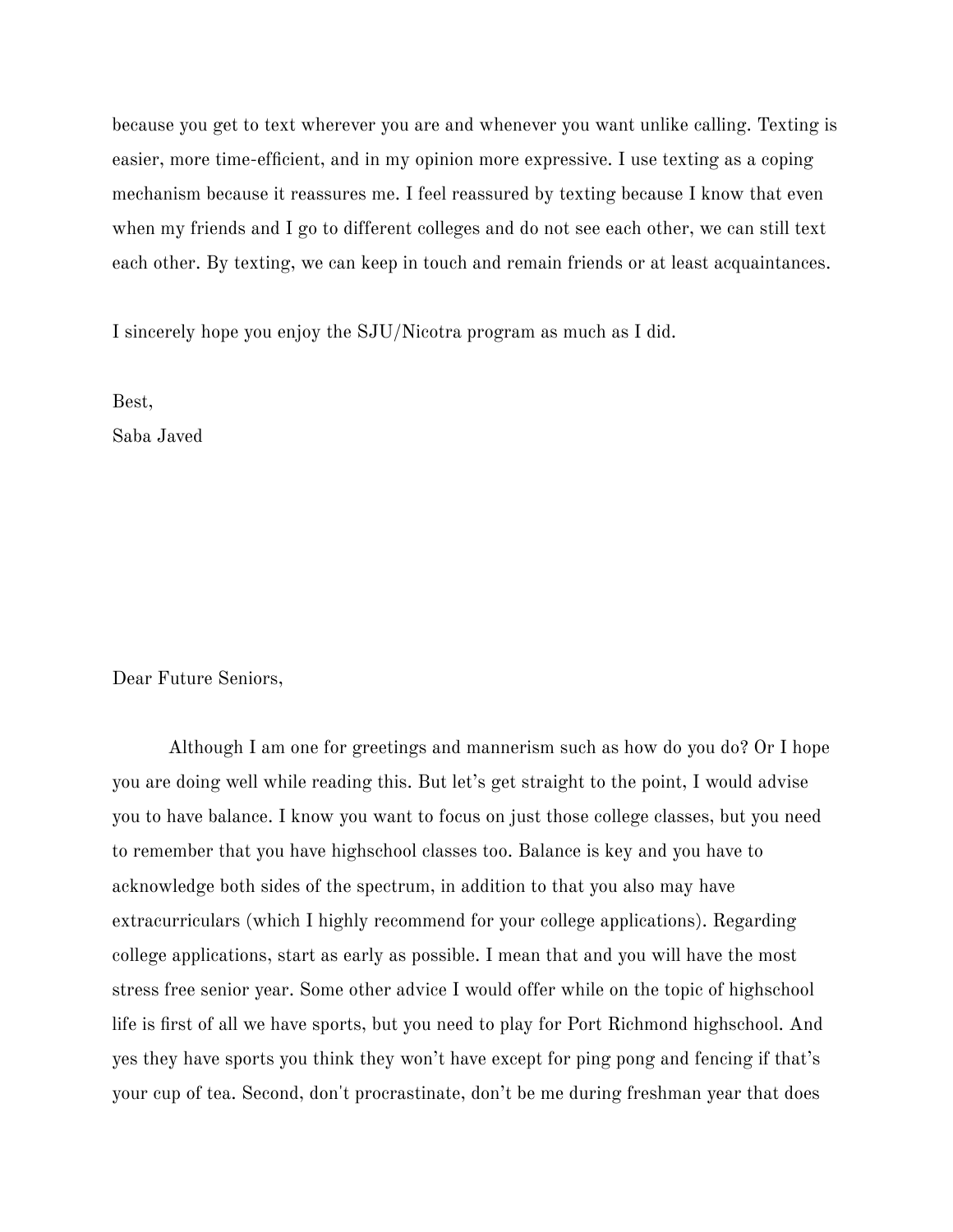because you get to text wherever you are and whenever you want unlike calling. Texting is easier, more time-efficient, and in my opinion more expressive. I use texting as a coping mechanism because it reassures me. I feel reassured by texting because I know that even when my friends and I go to different colleges and do not see each other, we can still text each other. By texting, we can keep in touch and remain friends or at least acquaintances.

I sincerely hope you enjoy the SJU/Nicotra program as much as I did.

Best,
Saba Javed

Dear Future Seniors,

Although I am one for greetings and mannerism such as how do you do? Or I hope you are doing well while reading this. But let's get straight to the point, I would advise you to have balance. I know you want to focus on just those college classes, but you need to remember that you have highschool classes too. Balance is key and you have to acknowledge both sides of the spectrum, in addition to that you also may have extracurriculars (which I highly recommend for your college applications). Regarding college applications, start as early as possible. I mean that and you will have the most stress free senior year. Some other advice I would offer while on the topic of highschool life is first of all we have sports, but you need to play for Port Richmond highschool. And yes they have sports you think they won't have except for ping pong and fencing if that's your cup of tea. Second, don't procrastinate, don't be me during freshman year that does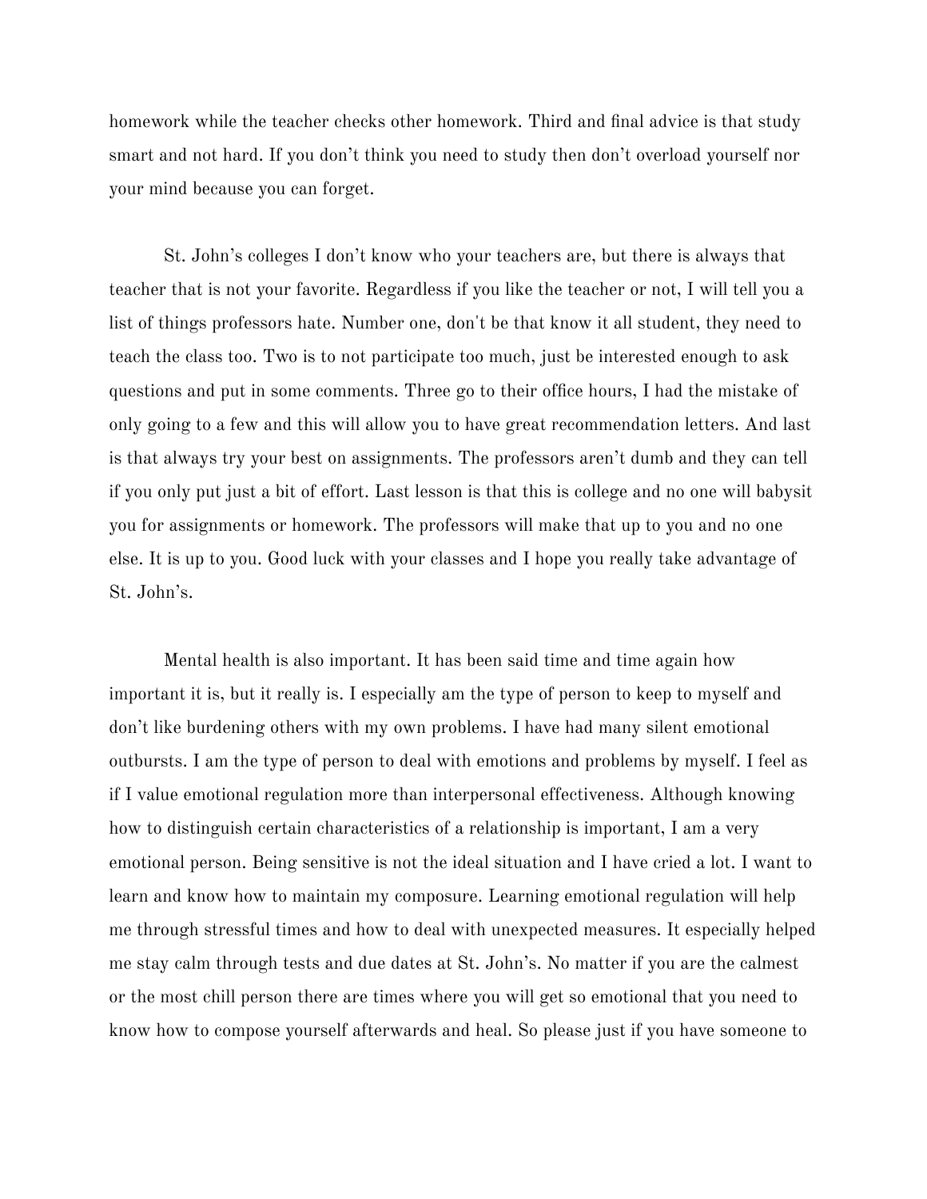homework while the teacher checks other homework. Third and final advice is that study smart and not hard. If you don't think you need to study then don't overload yourself nor your mind because you can forget.

St. John's colleges I don't know who your teachers are, but there is always that teacher that is not your favorite. Regardless if you like the teacher or not, I will tell you a list of things professors hate. Number one, don't be that know it all student, they need to teach the class too. Two is to not participate too much, just be interested enough to ask questions and put in some comments. Three go to their office hours, I had the mistake of only going to a few and this will allow you to have great recommendation letters. And last is that always try your best on assignments. The professors aren't dumb and they can tell if you only put just a bit of effort. Last lesson is that this is college and no one will babysit you for assignments or homework. The professors will make that up to you and no one else. It is up to you. Good luck with your classes and I hope you really take advantage of St. John's.

Mental health is also important. It has been said time and time again how important it is, but it really is. I especially am the type of person to keep to myself and don't like burdening others with my own problems. I have had many silent emotional outbursts. I am the type of person to deal with emotions and problems by myself. I feel as if I value emotional regulation more than interpersonal effectiveness. Although knowing how to distinguish certain characteristics of a relationship is important, I am a very emotional person. Being sensitive is not the ideal situation and I have cried a lot. I want to learn and know how to maintain my composure. Learning emotional regulation will help me through stressful times and how to deal with unexpected measures. It especially helped me stay calm through tests and due dates at St. John's. No matter if you are the calmest or the most chill person there are times where you will get so emotional that you need to know how to compose yourself afterwards and heal. So please just if you have someone to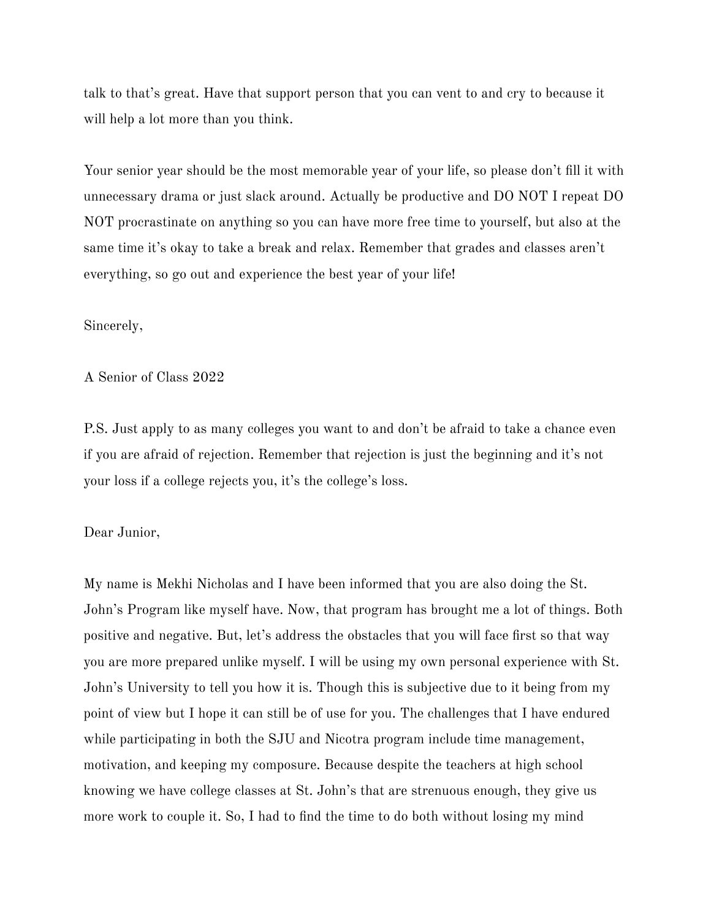talk to that's great. Have that support person that you can vent to and cry to because it will help a lot more than you think.

Your senior year should be the most memorable year of your life, so please don't fill it with unnecessary drama or just slack around. Actually be productive and DO NOT I repeat DO NOT procrastinate on anything so you can have more free time to yourself, but also at the same time it's okay to take a break and relax. Remember that grades and classes aren't everything, so go out and experience the best year of your life!

Sincerely,

A Senior of Class 2022

P.S. Just apply to as many colleges you want to and don't be afraid to take a chance even if you are afraid of rejection. Remember that rejection is just the beginning and it's not your loss if a college rejects you, it's the college's loss.

Dear Junior,

My name is Mekhi Nicholas and I have been informed that you are also doing the St. John's Program like myself have. Now, that program has brought me a lot of things. Both positive and negative. But, let's address the obstacles that you will face first so that way you are more prepared unlike myself. I will be using my own personal experience with St. John's University to tell you how it is. Though this is subjective due to it being from my point of view but I hope it can still be of use for you. The challenges that I have endured while participating in both the SJU and Nicotra program include time management, motivation, and keeping my composure. Because despite the teachers at high school knowing we have college classes at St. John's that are strenuous enough, they give us more work to couple it. So, I had to find the time to do both without losing my mind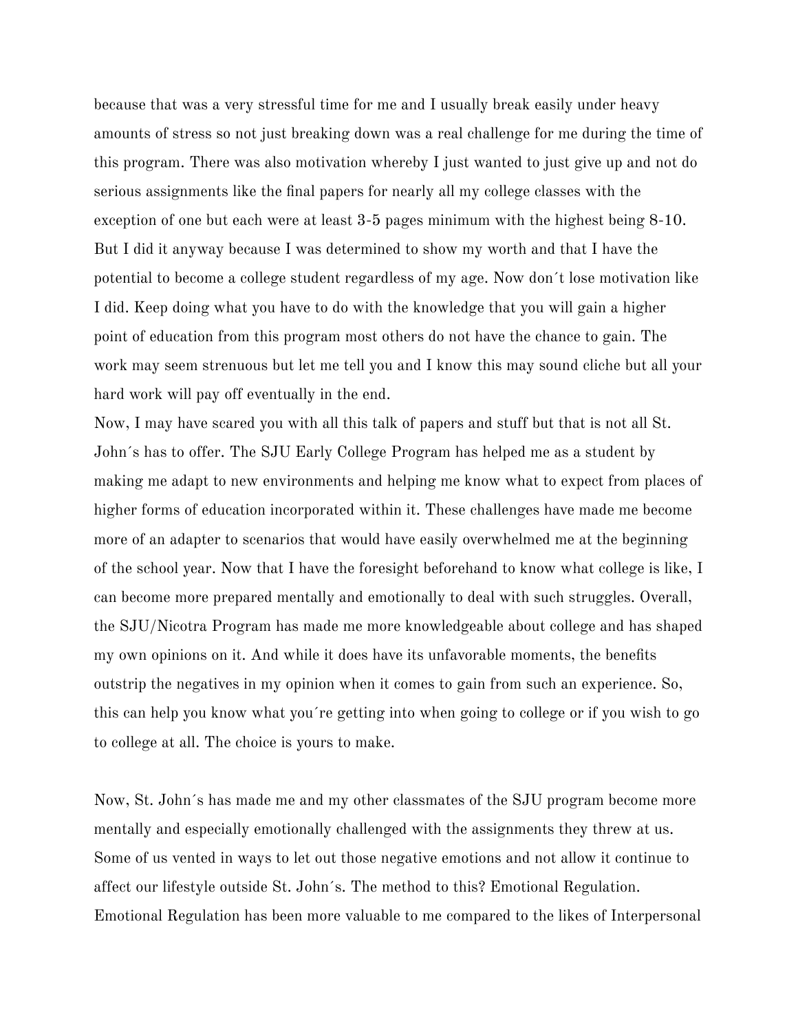because that was a very stressful time for me and I usually break easily under heavy amounts of stress so not just breaking down was a real challenge for me during the time of this program. There was also motivation whereby I just wanted to just give up and not do serious assignments like the final papers for nearly all my college classes with the exception of one but each were at least 3-5 pages minimum with the highest being 8-10. But I did it anyway because I was determined to show my worth and that I have the potential to become a college student regardless of my age. Now don´t lose motivation like I did. Keep doing what you have to do with the knowledge that you will gain a higher point of education from this program most others do not have the chance to gain. The work may seem strenuous but let me tell you and I know this may sound cliche but all your hard work will pay off eventually in the end.

Now, I may have scared you with all this talk of papers and stuff but that is not all St. John´s has to offer. The SJU Early College Program has helped me as a student by making me adapt to new environments and helping me know what to expect from places of higher forms of education incorporated within it. These challenges have made me become more of an adapter to scenarios that would have easily overwhelmed me at the beginning of the school year. Now that I have the foresight beforehand to know what college is like, I can become more prepared mentally and emotionally to deal with such struggles. Overall, the SJU/Nicotra Program has made me more knowledgeable about college and has shaped my own opinions on it. And while it does have its unfavorable moments, the benefits outstrip the negatives in my opinion when it comes to gain from such an experience. So, this can help you know what you´re getting into when going to college or if you wish to go to college at all. The choice is yours to make.

Now, St. John´s has made me and my other classmates of the SJU program become more mentally and especially emotionally challenged with the assignments they threw at us. Some of us vented in ways to let out those negative emotions and not allow it continue to affect our lifestyle outside St. John´s. The method to this? Emotional Regulation. Emotional Regulation has been more valuable to me compared to the likes of Interpersonal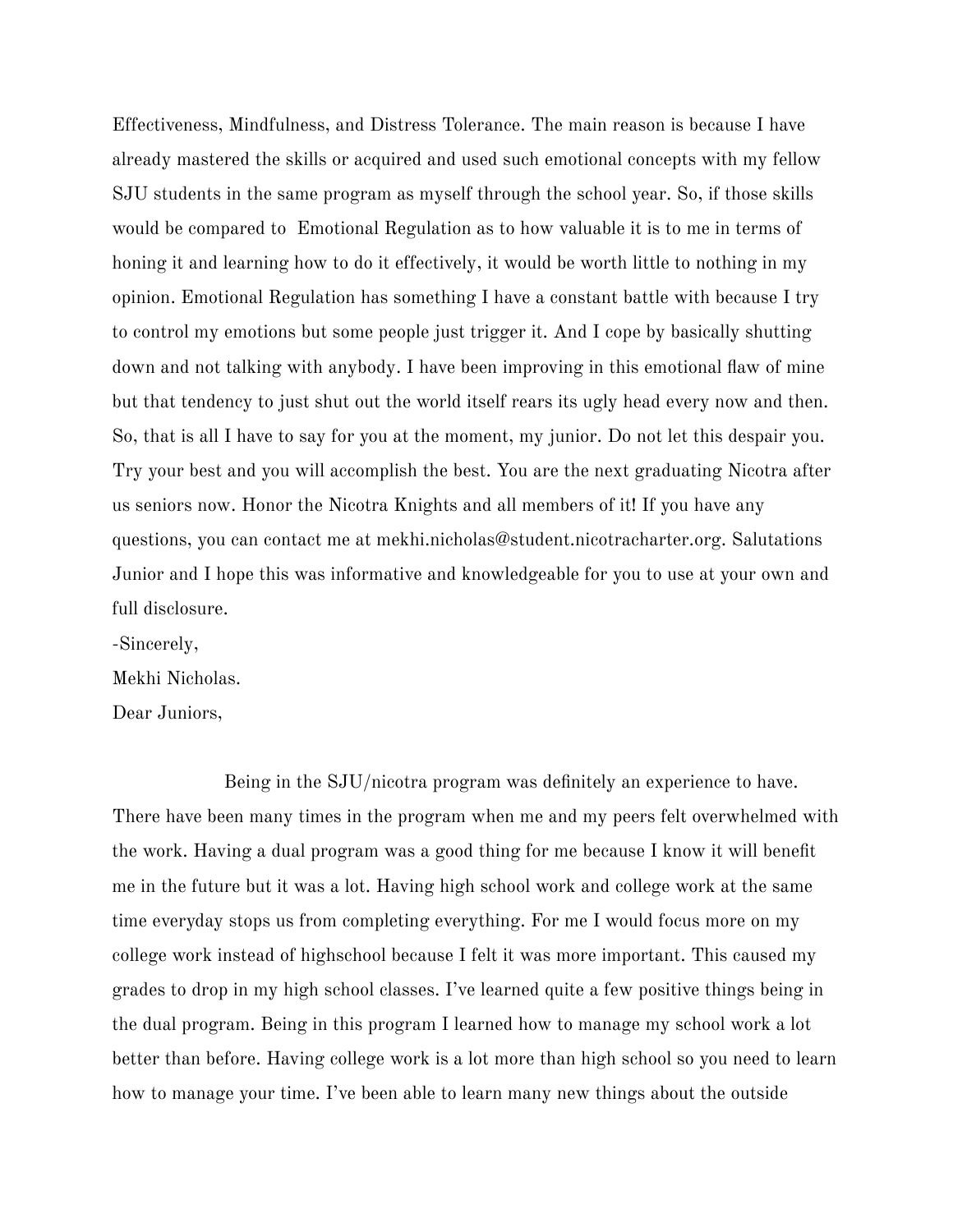Effectiveness, Mindfulness, and Distress Tolerance. The main reason is because I have already mastered the skills or acquired and used such emotional concepts with my fellow SJU students in the same program as myself through the school year. So, if those skills would be compared to Emotional Regulation as to how valuable it is to me in terms of honing it and learning how to do it effectively, it would be worth little to nothing in my opinion. Emotional Regulation has something I have a constant battle with because I try to control my emotions but some people just trigger it. And I cope by basically shutting down and not talking with anybody. I have been improving in this emotional flaw of mine but that tendency to just shut out the world itself rears its ugly head every now and then. So, that is all I have to say for you at the moment, my junior. Do not let this despair you. Try your best and you will accomplish the best. You are the next graduating Nicotra after us seniors now. Honor the Nicotra Knights and all members of it! If you have any questions, you can contact me at mekhi.nicholas@student.nicotracharter.org. Salutations Junior and I hope this was informative and knowledgeable for you to use at your own and full disclosure.

-Sincerely,

Mekhi Nicholas.

Dear Juniors,

Being in the SJU/nicotra program was definitely an experience to have. There have been many times in the program when me and my peers felt overwhelmed with the work. Having a dual program was a good thing for me because I know it will benefit me in the future but it was a lot. Having high school work and college work at the same time everyday stops us from completing everything. For me I would focus more on my college work instead of highschool because I felt it was more important. This caused my grades to drop in my high school classes. I've learned quite a few positive things being in the dual program. Being in this program I learned how to manage my school work a lot better than before. Having college work is a lot more than high school so you need to learn how to manage your time. I've been able to learn many new things about the outside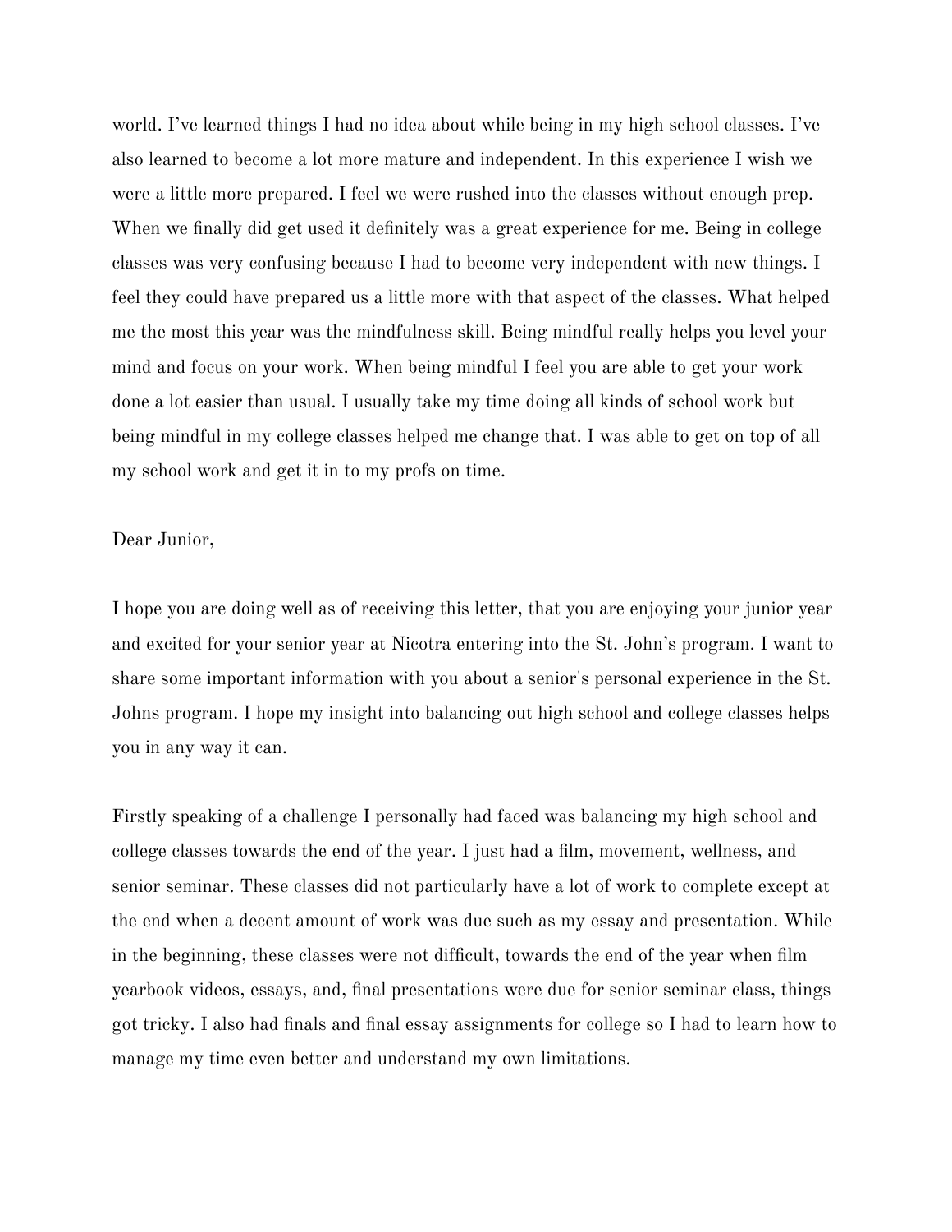world. I've learned things I had no idea about while being in my high school classes. I've also learned to become a lot more mature and independent. In this experience I wish we were a little more prepared. I feel we were rushed into the classes without enough prep. When we finally did get used it definitely was a great experience for me. Being in college classes was very confusing because I had to become very independent with new things. I feel they could have prepared us a little more with that aspect of the classes. What helped me the most this year was the mindfulness skill. Being mindful really helps you level your mind and focus on your work. When being mindful I feel you are able to get your work done a lot easier than usual. I usually take my time doing all kinds of school work but being mindful in my college classes helped me change that. I was able to get on top of all my school work and get it in to my profs on time.

Dear Junior,

I hope you are doing well as of receiving this letter, that you are enjoying your junior year and excited for your senior year at Nicotra entering into the St. John's program. I want to share some important information with you about a senior's personal experience in the St. Johns program. I hope my insight into balancing out high school and college classes helps you in any way it can.

Firstly speaking of a challenge I personally had faced was balancing my high school and college classes towards the end of the year. I just had a film, movement, wellness, and senior seminar. These classes did not particularly have a lot of work to complete except at the end when a decent amount of work was due such as my essay and presentation. While in the beginning, these classes were not difficult, towards the end of the year when film yearbook videos, essays, and, final presentations were due for senior seminar class, things got tricky. I also had finals and final essay assignments for college so I had to learn how to manage my time even better and understand my own limitations.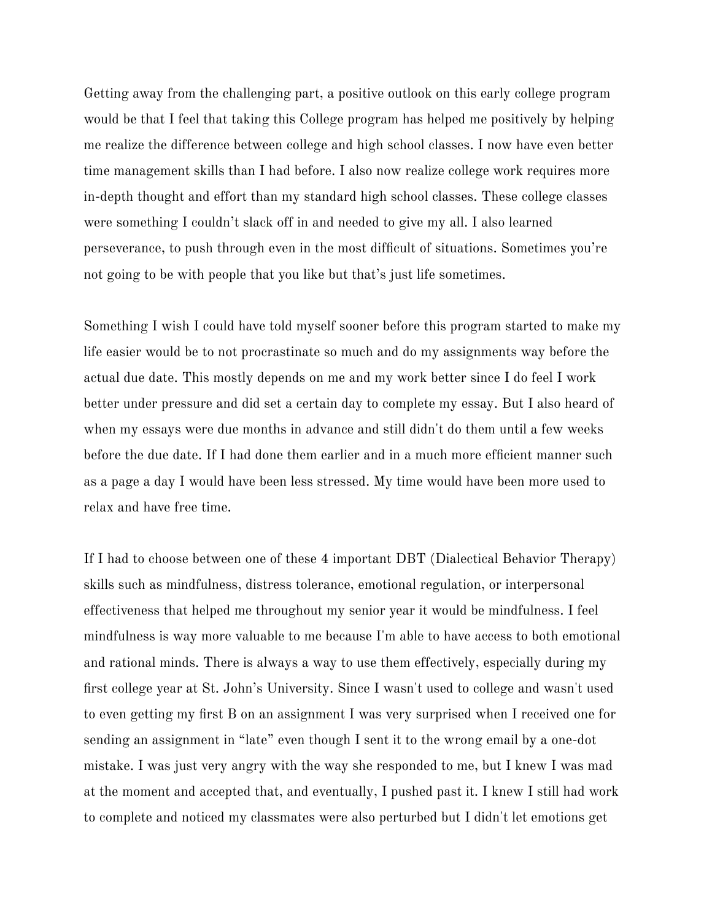Getting away from the challenging part, a positive outlook on this early college program would be that I feel that taking this College program has helped me positively by helping me realize the difference between college and high school classes. I now have even better time management skills than I had before. I also now realize college work requires more in-depth thought and effort than my standard high school classes. These college classes were something I couldn't slack off in and needed to give my all. I also learned perseverance, to push through even in the most difficult of situations. Sometimes you're not going to be with people that you like but that's just life sometimes.

Something I wish I could have told myself sooner before this program started to make my life easier would be to not procrastinate so much and do my assignments way before the actual due date. This mostly depends on me and my work better since I do feel I work better under pressure and did set a certain day to complete my essay. But I also heard of when my essays were due months in advance and still didn't do them until a few weeks before the due date. If I had done them earlier and in a much more efficient manner such as a page a day I would have been less stressed. My time would have been more used to relax and have free time.

If I had to choose between one of these 4 important DBT (Dialectical Behavior Therapy) skills such as mindfulness, distress tolerance, emotional regulation, or interpersonal effectiveness that helped me throughout my senior year it would be mindfulness. I feel mindfulness is way more valuable to me because I'm able to have access to both emotional and rational minds. There is always a way to use them effectively, especially during my first college year at St. John's University. Since I wasn't used to college and wasn't used to even getting my first B on an assignment I was very surprised when I received one for sending an assignment in "late" even though I sent it to the wrong email by a one-dot mistake. I was just very angry with the way she responded to me, but I knew I was mad at the moment and accepted that, and eventually, I pushed past it. I knew I still had work to complete and noticed my classmates were also perturbed but I didn't let emotions get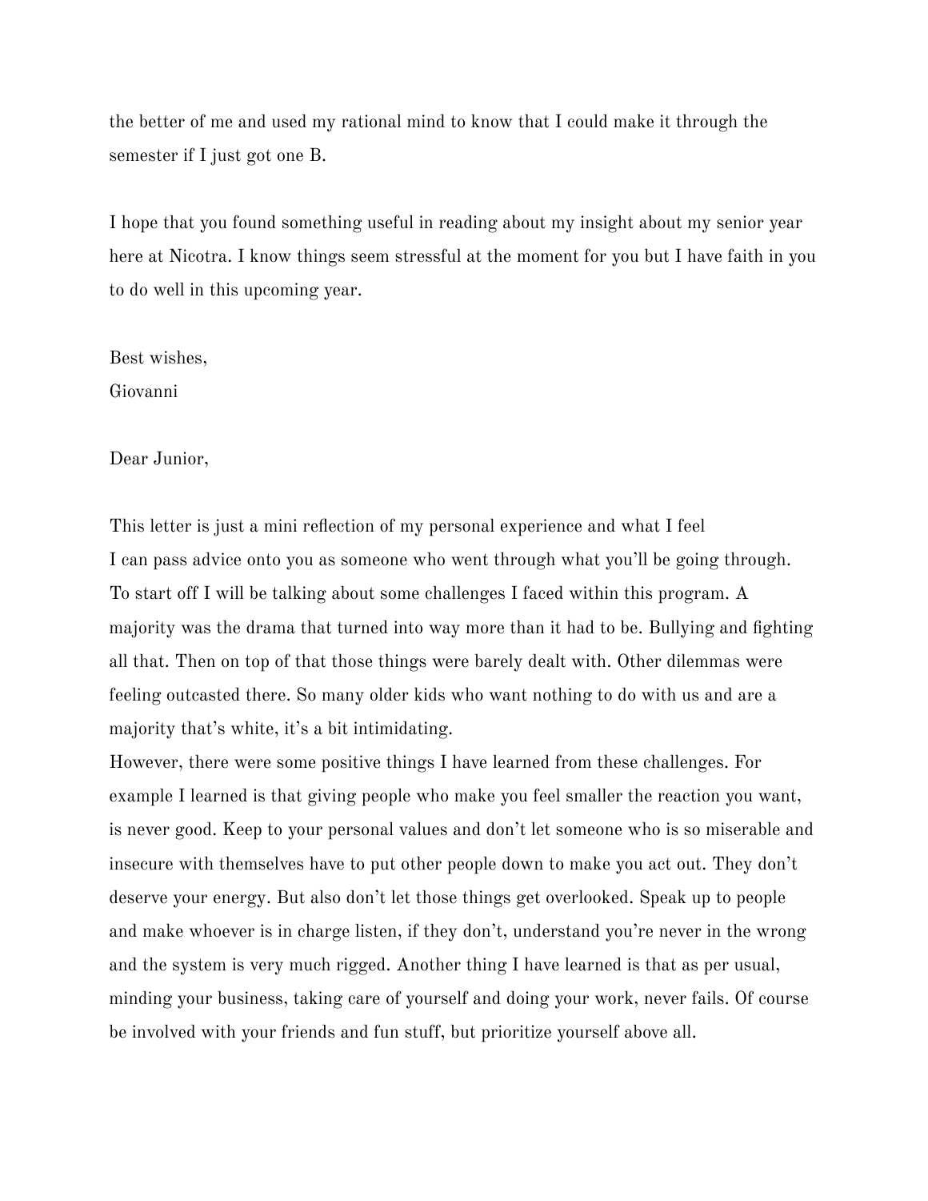the better of me and used my rational mind to know that I could make it through the semester if I just got one B.

I hope that you found something useful in reading about my insight about my senior year here at Nicotra. I know things seem stressful at the moment for you but I have faith in you to do well in this upcoming year.

Best wishes,
Giovanni

Dear Junior,

This letter is just a mini reflection of my personal experience and what I feel I can pass advice onto you as someone who went through what you'll be going through. To start off I will be talking about some challenges I faced within this program. A majority was the drama that turned into way more than it had to be. Bullying and fighting all that. Then on top of that those things were barely dealt with. Other dilemmas were feeling outcasted there. So many older kids who want nothing to do with us and are a majority that's white, it's a bit intimidating.

However, there were some positive things I have learned from these challenges. For example I learned is that giving people who make you feel smaller the reaction you want, is never good. Keep to your personal values and don't let someone who is so miserable and insecure with themselves have to put other people down to make you act out. They don't deserve your energy. But also don't let those things get overlooked. Speak up to people and make whoever is in charge listen, if they don't, understand you're never in the wrong and the system is very much rigged. Another thing I have learned is that as per usual, minding your business, taking care of yourself and doing your work, never fails. Of course be involved with your friends and fun stuff, but prioritize yourself above all.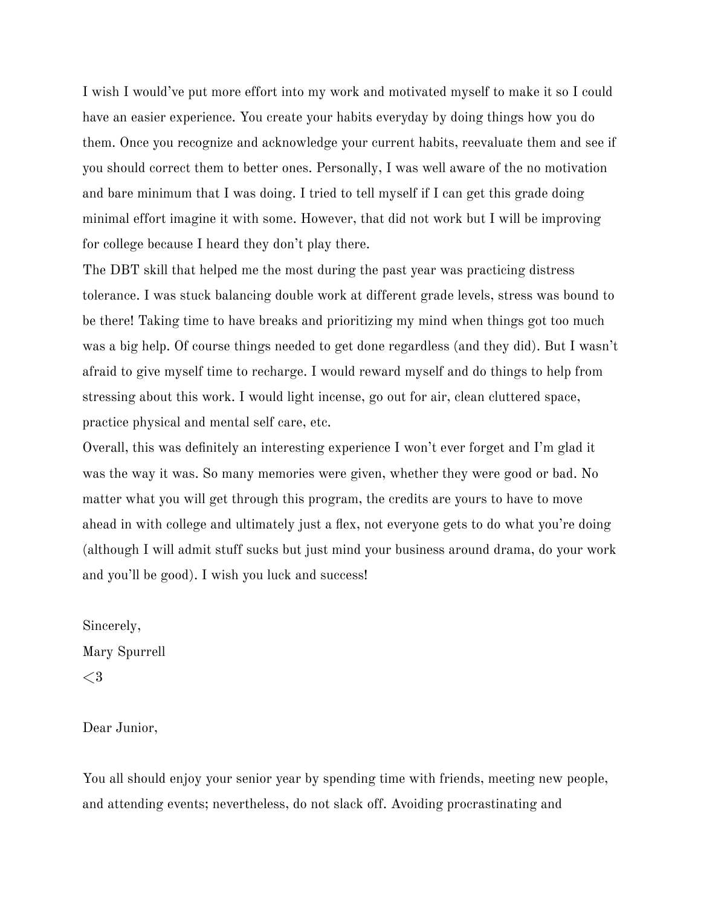I wish I would've put more effort into my work and motivated myself to make it so I could have an easier experience. You create your habits everyday by doing things how you do them. Once you recognize and acknowledge your current habits, reevaluate them and see if you should correct them to better ones. Personally, I was well aware of the no motivation and bare minimum that I was doing. I tried to tell myself if I can get this grade doing minimal effort imagine it with some. However, that did not work but I will be improving for college because I heard they don't play there.

The DBT skill that helped me the most during the past year was practicing distress tolerance. I was stuck balancing double work at different grade levels, stress was bound to be there! Taking time to have breaks and prioritizing my mind when things got too much was a big help. Of course things needed to get done regardless (and they did). But I wasn't afraid to give myself time to recharge. I would reward myself and do things to help from stressing about this work. I would light incense, go out for air, clean cluttered space, practice physical and mental self care, etc.

Overall, this was definitely an interesting experience I won't ever forget and I'm glad it was the way it was. So many memories were given, whether they were good or bad. No matter what you will get through this program, the credits are yours to have to move ahead in with college and ultimately just a flex, not everyone gets to do what you're doing (although I will admit stuff sucks but just mind your business around drama, do your work and you'll be good). I wish you luck and success!

Sincerely,
Mary Spurrell
<3

Dear Junior,

You all should enjoy your senior year by spending time with friends, meeting new people, and attending events; nevertheless, do not slack off. Avoiding procrastinating and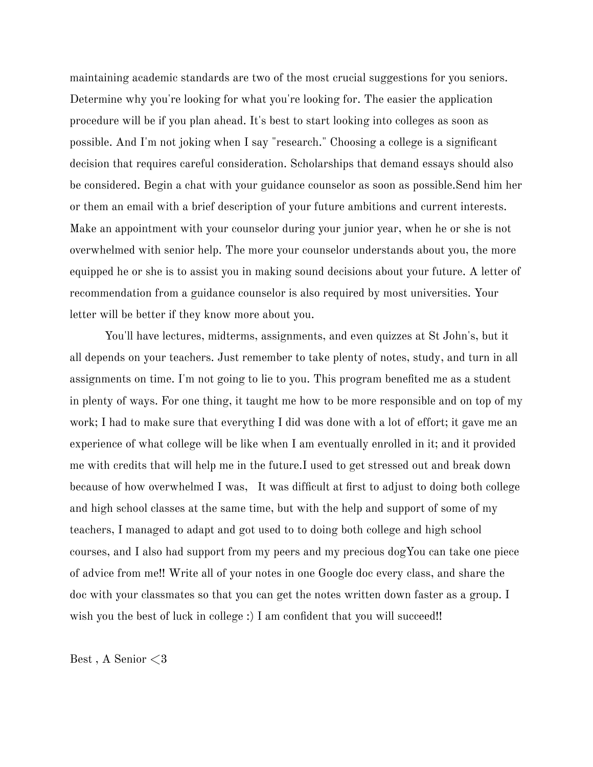maintaining academic standards are two of the most crucial suggestions for you seniors. Determine why you're looking for what you're looking for. The easier the application procedure will be if you plan ahead. It's best to start looking into colleges as soon as possible. And I'm not joking when I say "research." Choosing a college is a significant decision that requires careful consideration. Scholarships that demand essays should also be considered. Begin a chat with your guidance counselor as soon as possible.Send him her or them an email with a brief description of your future ambitions and current interests. Make an appointment with your counselor during your junior year, when he or she is not overwhelmed with senior help. The more your counselor understands about you, the more equipped he or she is to assist you in making sound decisions about your future. A letter of recommendation from a guidance counselor is also required by most universities. Your letter will be better if they know more about you.

You'll have lectures, midterms, assignments, and even quizzes at St John's, but it all depends on your teachers. Just remember to take plenty of notes, study, and turn in all assignments on time. I'm not going to lie to you. This program benefited me as a student in plenty of ways. For one thing, it taught me how to be more responsible and on top of my work; I had to make sure that everything I did was done with a lot of effort; it gave me an experience of what college will be like when I am eventually enrolled in it; and it provided me with credits that will help me in the future.I used to get stressed out and break down because of how overwhelmed I was,   It was difficult at first to adjust to doing both college and high school classes at the same time, but with the help and support of some of my teachers, I managed to adapt and got used to to doing both college and high school courses, and I also had support from my peers and my precious dogYou can take one piece of advice from me!! Write all of your notes in one Google doc every class, and share the doc with your classmates so that you can get the notes written down faster as a group. I wish you the best of luck in college :) I am confident that you will succeed!!

Best , A Senior <3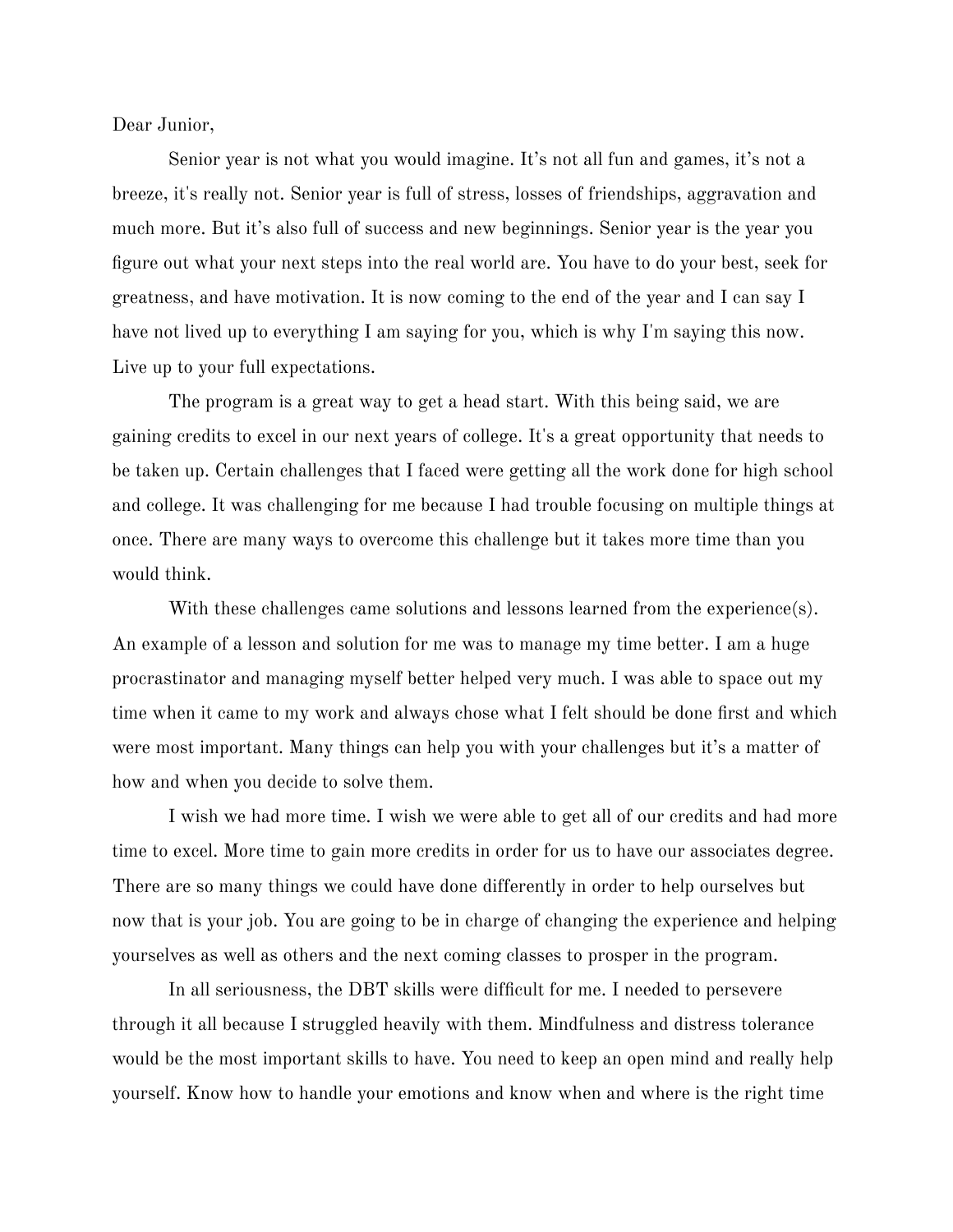Dear Junior,

Senior year is not what you would imagine. It's not all fun and games, it's not a breeze, it's really not. Senior year is full of stress, losses of friendships, aggravation and much more. But it's also full of success and new beginnings. Senior year is the year you figure out what your next steps into the real world are. You have to do your best, seek for greatness, and have motivation. It is now coming to the end of the year and I can say I have not lived up to everything I am saying for you, which is why I'm saying this now. Live up to your full expectations.

The program is a great way to get a head start. With this being said, we are gaining credits to excel in our next years of college. It's a great opportunity that needs to be taken up. Certain challenges that I faced were getting all the work done for high school and college. It was challenging for me because I had trouble focusing on multiple things at once. There are many ways to overcome this challenge but it takes more time than you would think.

With these challenges came solutions and lessons learned from the experience(s). An example of a lesson and solution for me was to manage my time better. I am a huge procrastinator and managing myself better helped very much. I was able to space out my time when it came to my work and always chose what I felt should be done first and which were most important. Many things can help you with your challenges but it's a matter of how and when you decide to solve them.

I wish we had more time. I wish we were able to get all of our credits and had more time to excel. More time to gain more credits in order for us to have our associates degree. There are so many things we could have done differently in order to help ourselves but now that is your job. You are going to be in charge of changing the experience and helping yourselves as well as others and the next coming classes to prosper in the program.

In all seriousness, the DBT skills were difficult for me. I needed to persevere through it all because I struggled heavily with them. Mindfulness and distress tolerance would be the most important skills to have. You need to keep an open mind and really help yourself. Know how to handle your emotions and know when and where is the right time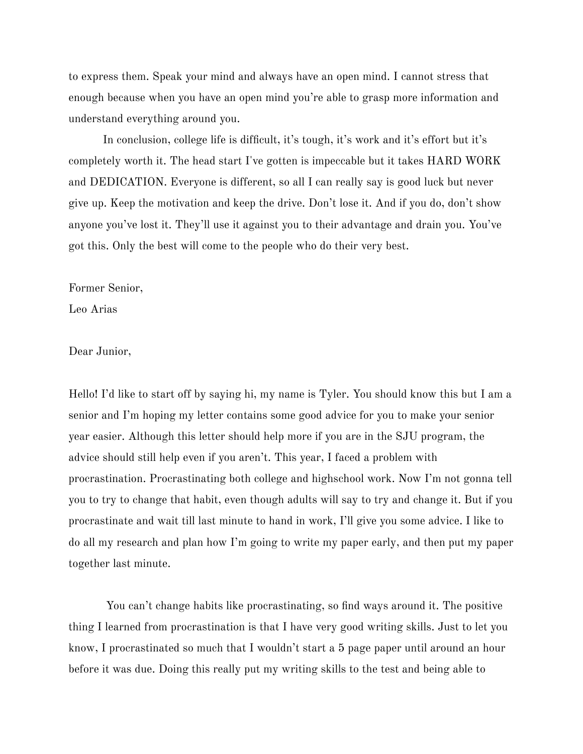to express them. Speak your mind and always have an open mind. I cannot stress that enough because when you have an open mind you're able to grasp more information and understand everything around you.

In conclusion, college life is difficult, it's tough, it's work and it's effort but it's completely worth it. The head start I've gotten is impeccable but it takes HARD WORK and DEDICATION. Everyone is different, so all I can really say is good luck but never give up. Keep the motivation and keep the drive. Don't lose it. And if you do, don't show anyone you've lost it. They'll use it against you to their advantage and drain you. You've got this. Only the best will come to the people who do their very best.

Former Senior,
Leo Arias

Dear Junior,

Hello! I'd like to start off by saying hi, my name is Tyler. You should know this but I am a senior and I'm hoping my letter contains some good advice for you to make your senior year easier. Although this letter should help more if you are in the SJU program, the advice should still help even if you aren't. This year, I faced a problem with procrastination. Procrastinating both college and highschool work. Now I'm not gonna tell you to try to change that habit, even though adults will say to try and change it. But if you procrastinate and wait till last minute to hand in work, I'll give you some advice. I like to do all my research and plan how I'm going to write my paper early, and then put my paper together last minute.

You can't change habits like procrastinating, so find ways around it. The positive thing I learned from procrastination is that I have very good writing skills. Just to let you know, I procrastinated so much that I wouldn't start a 5 page paper until around an hour before it was due. Doing this really put my writing skills to the test and being able to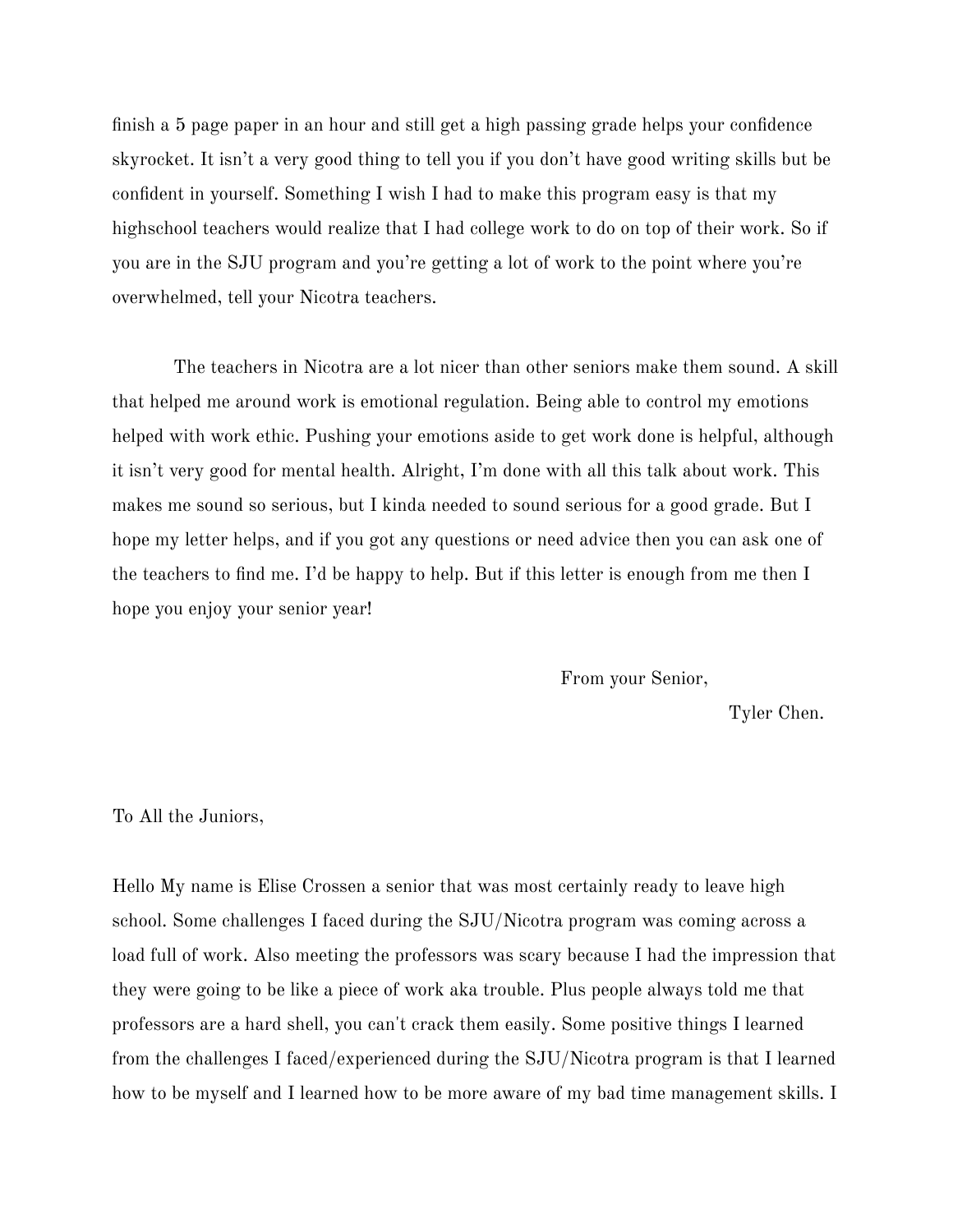finish a 5 page paper in an hour and still get a high passing grade helps your confidence skyrocket. It isn't a very good thing to tell you if you don't have good writing skills but be confident in yourself. Something I wish I had to make this program easy is that my highschool teachers would realize that I had college work to do on top of their work. So if you are in the SJU program and you're getting a lot of work to the point where you're overwhelmed, tell your Nicotra teachers.

The teachers in Nicotra are a lot nicer than other seniors make them sound. A skill that helped me around work is emotional regulation. Being able to control my emotions helped with work ethic. Pushing your emotions aside to get work done is helpful, although it isn't very good for mental health. Alright, I'm done with all this talk about work. This makes me sound so serious, but I kinda needed to sound serious for a good grade. But I hope my letter helps, and if you got any questions or need advice then you can ask one of the teachers to find me. I'd be happy to help. But if this letter is enough from me then I hope you enjoy your senior year!

From your Senior,

Tyler Chen.

To All the Juniors,

Hello My name is Elise Crossen a senior that was most certainly ready to leave high school. Some challenges I faced during the SJU/Nicotra program was coming across a load full of work. Also meeting the professors was scary because I had the impression that they were going to be like a piece of work aka trouble. Plus people always told me that professors are a hard shell, you can't crack them easily. Some positive things I learned from the challenges I faced/experienced during the SJU/Nicotra program is that I learned how to be myself and I learned how to be more aware of my bad time management skills. I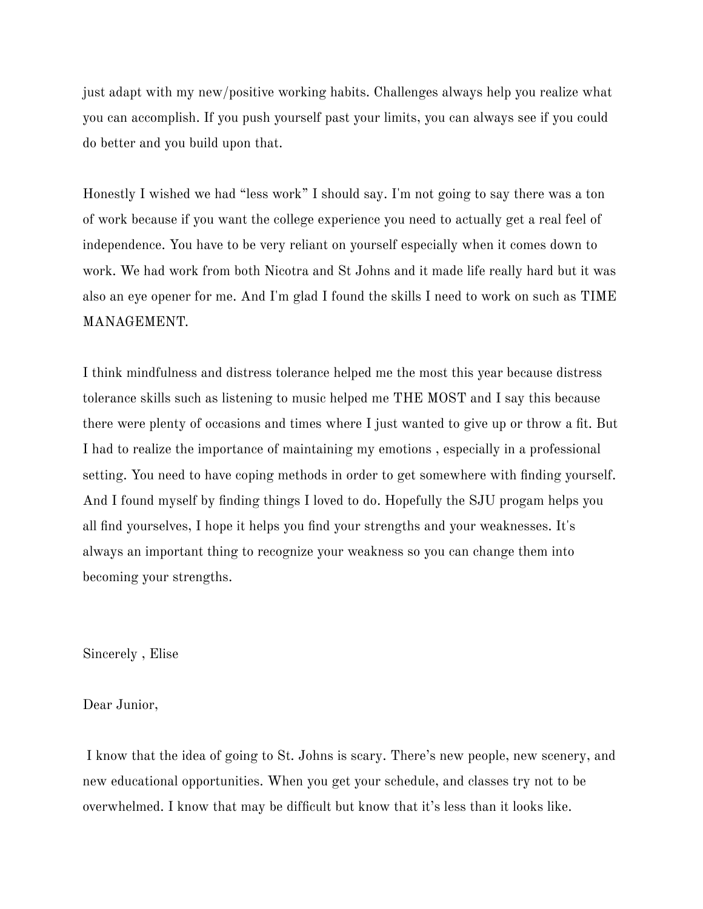just adapt with my new/positive working habits. Challenges always help you realize what you can accomplish. If you push yourself past your limits, you can always see if you could do better and you build upon that.

Honestly I wished we had "less work" I should say. I'm not going to say there was a ton of work because if you want the college experience you need to actually get a real feel of independence. You have to be very reliant on yourself especially when it comes down to work. We had work from both Nicotra and St Johns and it made life really hard but it was also an eye opener for me. And I'm glad I found the skills I need to work on such as TIME MANAGEMENT.

I think mindfulness and distress tolerance helped me the most this year because distress tolerance skills such as listening to music helped me THE MOST and I say this because there were plenty of occasions and times where I just wanted to give up or throw a fit. But I had to realize the importance of maintaining my emotions , especially in a professional setting. You need to have coping methods in order to get somewhere with finding yourself. And I found myself by finding things I loved to do. Hopefully the SJU progam helps you all find yourselves, I hope it helps you find your strengths and your weaknesses. It's always an important thing to recognize your weakness so you can change them into becoming your strengths.

Sincerely , Elise

Dear Junior,

I know that the idea of going to St. Johns is scary. There's new people, new scenery, and new educational opportunities. When you get your schedule, and classes try not to be overwhelmed. I know that may be difficult but know that it's less than it looks like.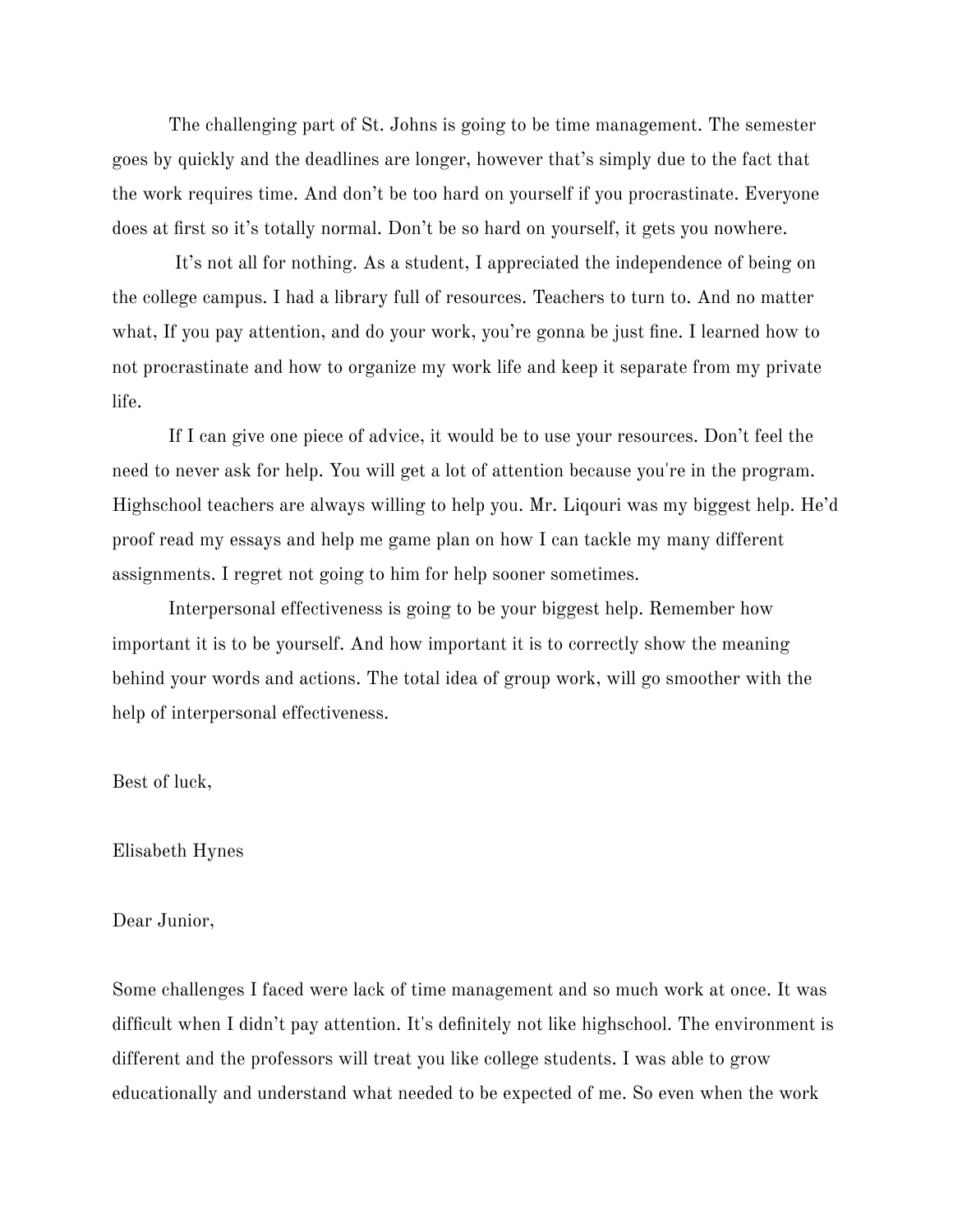The challenging part of St. Johns is going to be time management. The semester goes by quickly and the deadlines are longer, however that's simply due to the fact that the work requires time. And don't be too hard on yourself if you procrastinate. Everyone does at first so it's totally normal. Don't be so hard on yourself, it gets you nowhere.

It's not all for nothing. As a student, I appreciated the independence of being on the college campus. I had a library full of resources. Teachers to turn to. And no matter what, If you pay attention, and do your work, you're gonna be just fine. I learned how to not procrastinate and how to organize my work life and keep it separate from my private life.

If I can give one piece of advice, it would be to use your resources. Don't feel the need to never ask for help. You will get a lot of attention because you're in the program. Highschool teachers are always willing to help you. Mr. Liqouri was my biggest help. He'd proof read my essays and help me game plan on how I can tackle my many different assignments. I regret not going to him for help sooner sometimes.

Interpersonal effectiveness is going to be your biggest help. Remember how important it is to be yourself. And how important it is to correctly show the meaning behind your words and actions. The total idea of group work, will go smoother with the help of interpersonal effectiveness.

Best of luck,

Elisabeth Hynes

Dear Junior,

Some challenges I faced were lack of time management and so much work at once. It was difficult when I didn't pay attention. It's definitely not like highschool. The environment is different and the professors will treat you like college students. I was able to grow educationally and understand what needed to be expected of me. So even when the work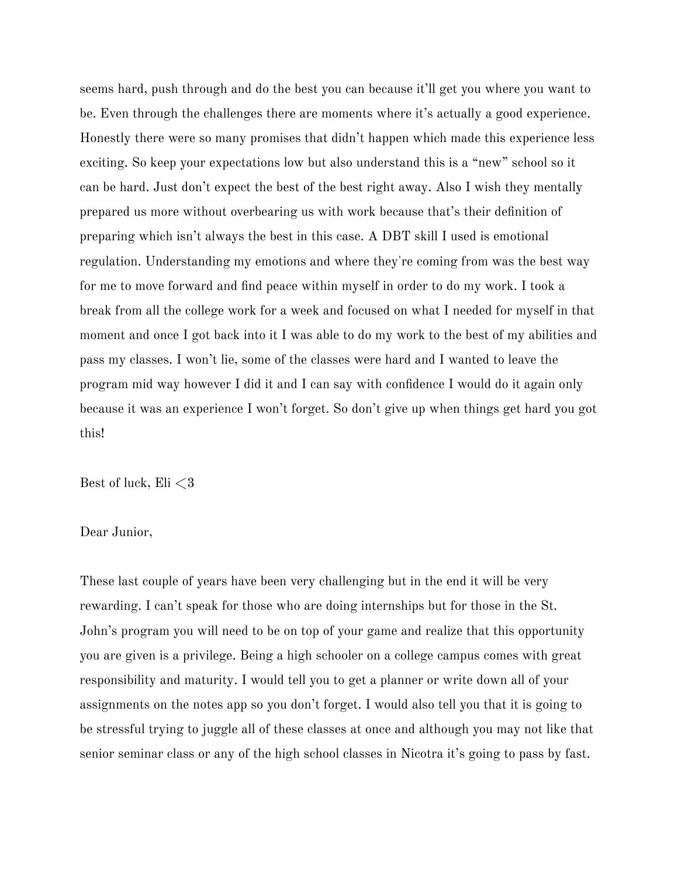seems hard, push through and do the best you can because it'll get you where you want to be. Even through the challenges there are moments where it's actually a good experience. Honestly there were so many promises that didn't happen which made this experience less exciting. So keep your expectations low but also understand this is a "new" school so it can be hard. Just don't expect the best of the best right away. Also I wish they mentally prepared us more without overbearing us with work because that's their definition of preparing which isn't always the best in this case. A DBT skill I used is emotional regulation. Understanding my emotions and where they're coming from was the best way for me to move forward and find peace within myself in order to do my work. I took a break from all the college work for a week and focused on what I needed for myself in that moment and once I got back into it I was able to do my work to the best of my abilities and pass my classes. I won't lie, some of the classes were hard and I wanted to leave the program mid way however I did it and I can say with confidence I would do it again only because it was an experience I won't forget. So don't give up when things get hard you got this!

Best of luck, Eli <3

Dear Junior,

These last couple of years have been very challenging but in the end it will be very rewarding. I can't speak for those who are doing internships but for those in the St. John's program you will need to be on top of your game and realize that this opportunity you are given is a privilege. Being a high schooler on a college campus comes with great responsibility and maturity. I would tell you to get a planner or write down all of your assignments on the notes app so you don't forget. I would also tell you that it is going to be stressful trying to juggle all of these classes at once and although you may not like that senior seminar class or any of the high school classes in Nicotra it's going to pass by fast.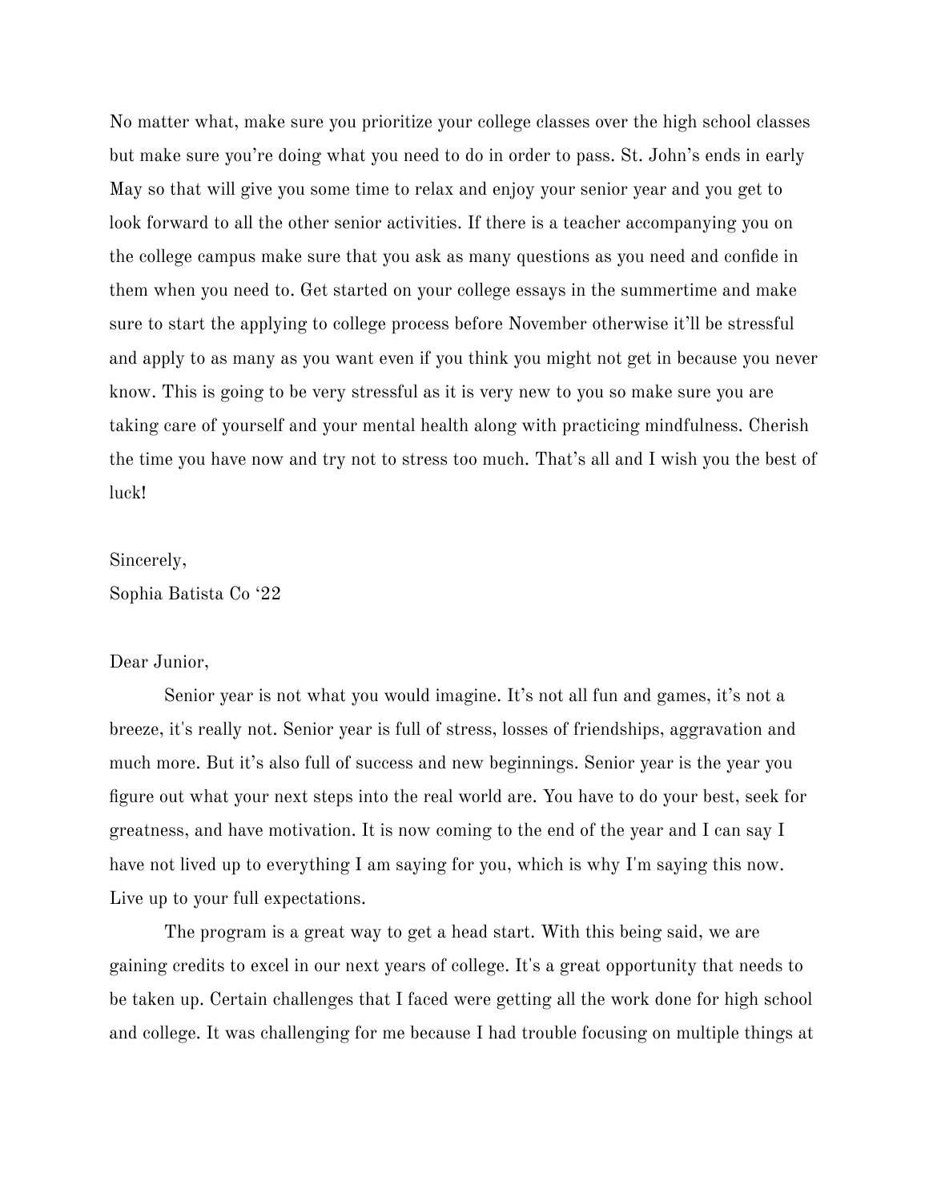No matter what, make sure you prioritize your college classes over the high school classes but make sure you're doing what you need to do in order to pass. St. John's ends in early May so that will give you some time to relax and enjoy your senior year and you get to look forward to all the other senior activities. If there is a teacher accompanying you on the college campus make sure that you ask as many questions as you need and confide in them when you need to. Get started on your college essays in the summertime and make sure to start the applying to college process before November otherwise it'll be stressful and apply to as many as you want even if you think you might not get in because you never know. This is going to be very stressful as it is very new to you so make sure you are taking care of yourself and your mental health along with practicing mindfulness. Cherish the time you have now and try not to stress too much. That's all and I wish you the best of luck!

Sincerely,
Sophia Batista Co '22

Dear Junior,

Senior year is not what you would imagine. It's not all fun and games, it's not a breeze, it's really not. Senior year is full of stress, losses of friendships, aggravation and much more. But it's also full of success and new beginnings. Senior year is the year you figure out what your next steps into the real world are. You have to do your best, seek for greatness, and have motivation. It is now coming to the end of the year and I can say I have not lived up to everything I am saying for you, which is why I'm saying this now. Live up to your full expectations.

The program is a great way to get a head start. With this being said, we are gaining credits to excel in our next years of college. It's a great opportunity that needs to be taken up. Certain challenges that I faced were getting all the work done for high school and college. It was challenging for me because I had trouble focusing on multiple things at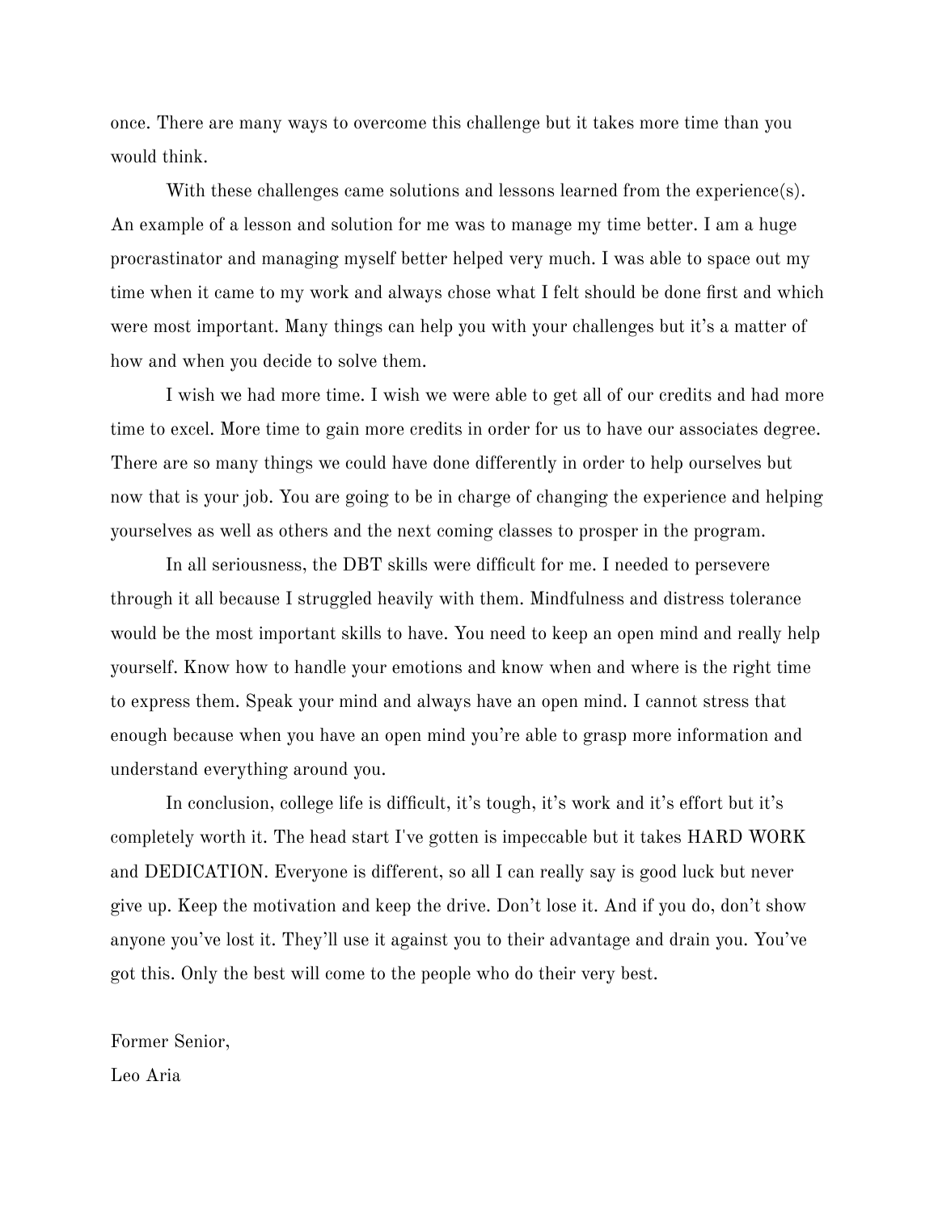once. There are many ways to overcome this challenge but it takes more time than you would think.

With these challenges came solutions and lessons learned from the experience(s). An example of a lesson and solution for me was to manage my time better. I am a huge procrastinator and managing myself better helped very much. I was able to space out my time when it came to my work and always chose what I felt should be done first and which were most important. Many things can help you with your challenges but it's a matter of how and when you decide to solve them.

I wish we had more time. I wish we were able to get all of our credits and had more time to excel. More time to gain more credits in order for us to have our associates degree. There are so many things we could have done differently in order to help ourselves but now that is your job. You are going to be in charge of changing the experience and helping yourselves as well as others and the next coming classes to prosper in the program.

In all seriousness, the DBT skills were difficult for me. I needed to persevere through it all because I struggled heavily with them. Mindfulness and distress tolerance would be the most important skills to have. You need to keep an open mind and really help yourself. Know how to handle your emotions and know when and where is the right time to express them. Speak your mind and always have an open mind. I cannot stress that enough because when you have an open mind you're able to grasp more information and understand everything around you.

In conclusion, college life is difficult, it's tough, it's work and it's effort but it's completely worth it. The head start I've gotten is impeccable but it takes HARD WORK and DEDICATION. Everyone is different, so all I can really say is good luck but never give up. Keep the motivation and keep the drive. Don't lose it. And if you do, don't show anyone you've lost it. They'll use it against you to their advantage and drain you. You've got this. Only the best will come to the people who do their very best.

Former Senior,
Leo Aria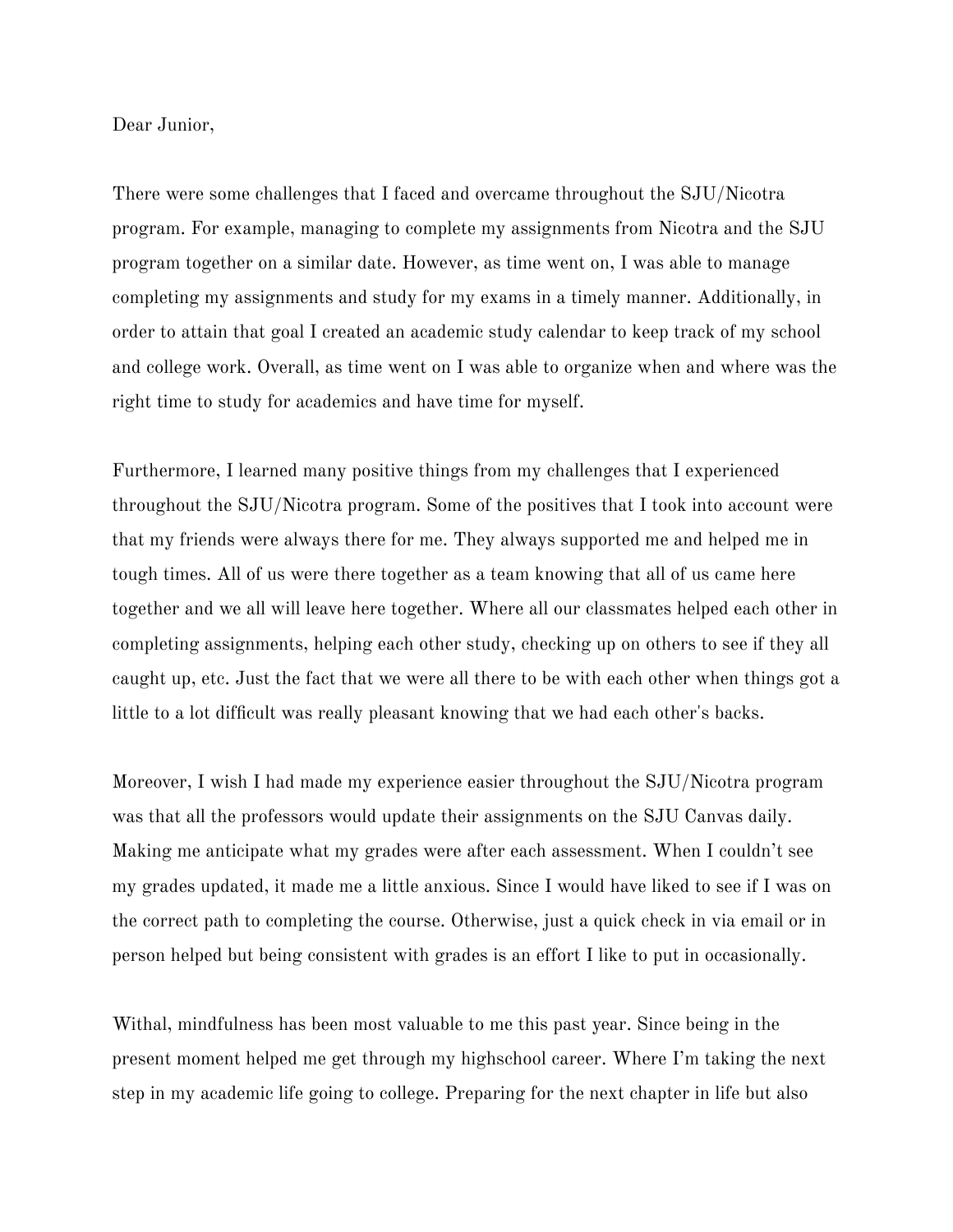Dear Junior,

There were some challenges that I faced and overcame throughout the SJU/Nicotra program. For example, managing to complete my assignments from Nicotra and the SJU program together on a similar date. However, as time went on, I was able to manage completing my assignments and study for my exams in a timely manner. Additionally, in order to attain that goal I created an academic study calendar to keep track of my school and college work. Overall, as time went on I was able to organize when and where was the right time to study for academics and have time for myself.

Furthermore, I learned many positive things from my challenges that I experienced throughout the SJU/Nicotra program. Some of the positives that I took into account were that my friends were always there for me. They always supported me and helped me in tough times. All of us were there together as a team knowing that all of us came here together and we all will leave here together. Where all our classmates helped each other in completing assignments, helping each other study, checking up on others to see if they all caught up, etc. Just the fact that we were all there to be with each other when things got a little to a lot difficult was really pleasant knowing that we had each other's backs.

Moreover, I wish I had made my experience easier throughout the SJU/Nicotra program was that all the professors would update their assignments on the SJU Canvas daily. Making me anticipate what my grades were after each assessment. When I couldn't see my grades updated, it made me a little anxious. Since I would have liked to see if I was on the correct path to completing the course. Otherwise, just a quick check in via email or in person helped but being consistent with grades is an effort I like to put in occasionally.

Withal, mindfulness has been most valuable to me this past year. Since being in the present moment helped me get through my highschool career. Where I'm taking the next step in my academic life going to college. Preparing for the next chapter in life but also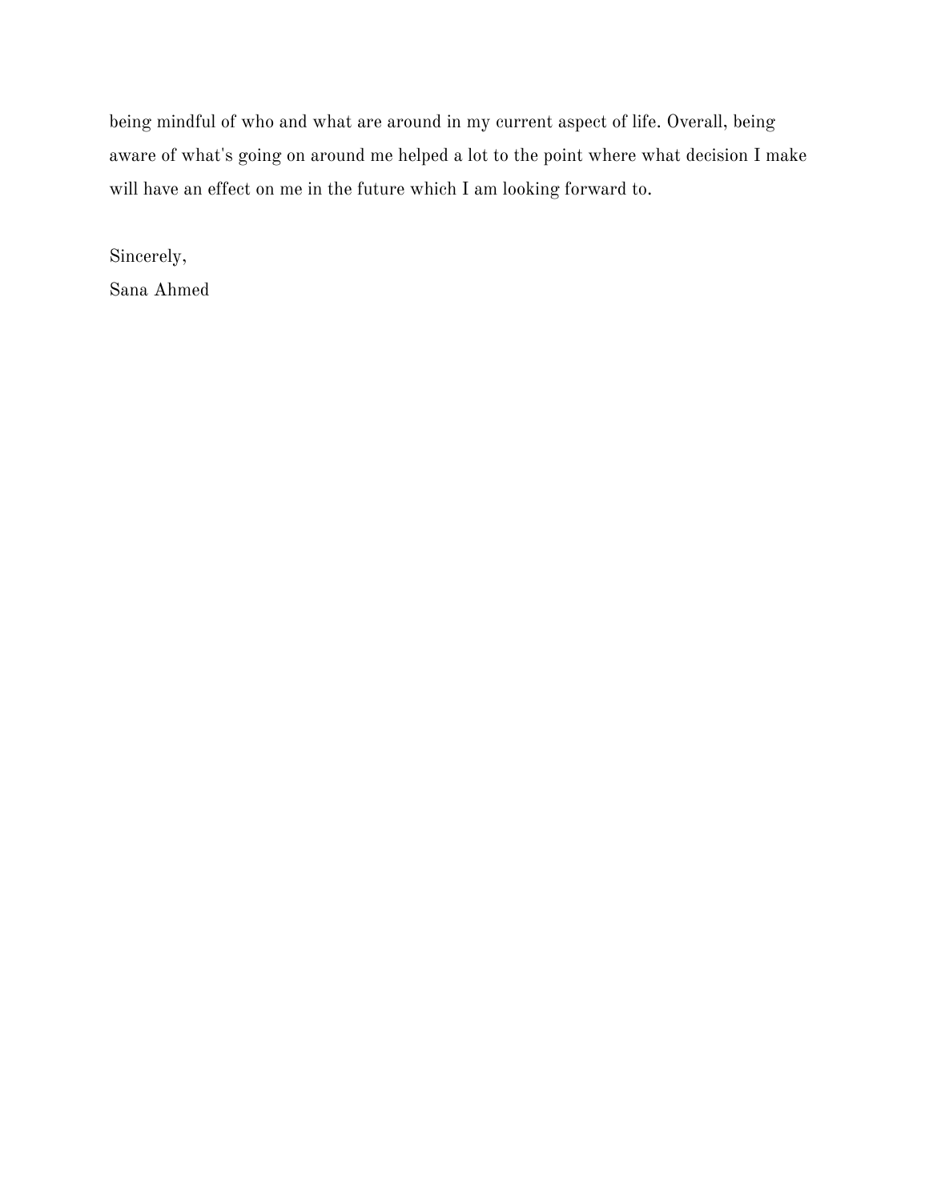being mindful of who and what are around in my current aspect of life. Overall, being aware of what's going on around me helped a lot to the point where what decision I make will have an effect on me in the future which I am looking forward to.

Sincerely,
Sana Ahmed